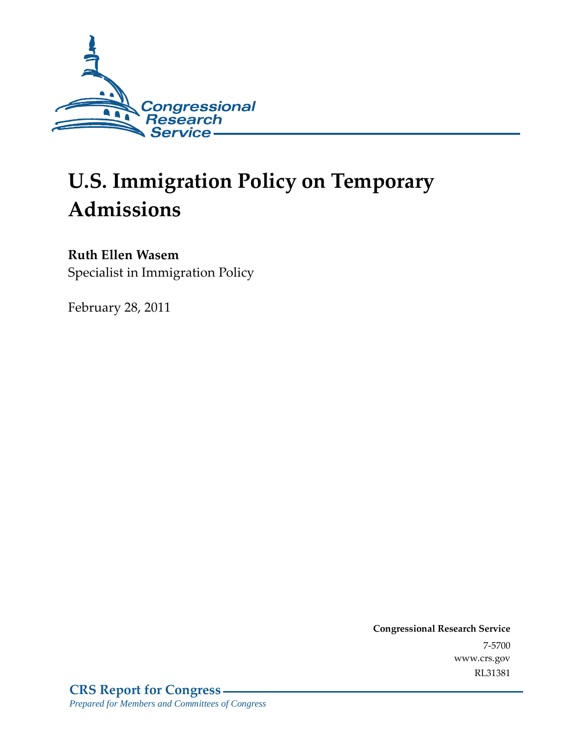Congressional Research Service

# U.S. Immigration Policy on Temporary Admissions

**Ruth Ellen Wasem**
Specialist in Immigration Policy

February 28, 2011

**Congressional Research Service**
7-5700
www.crs.gov
RL31381

**CRS Report for Congress**
*Prepared for Members and Committees of Congress*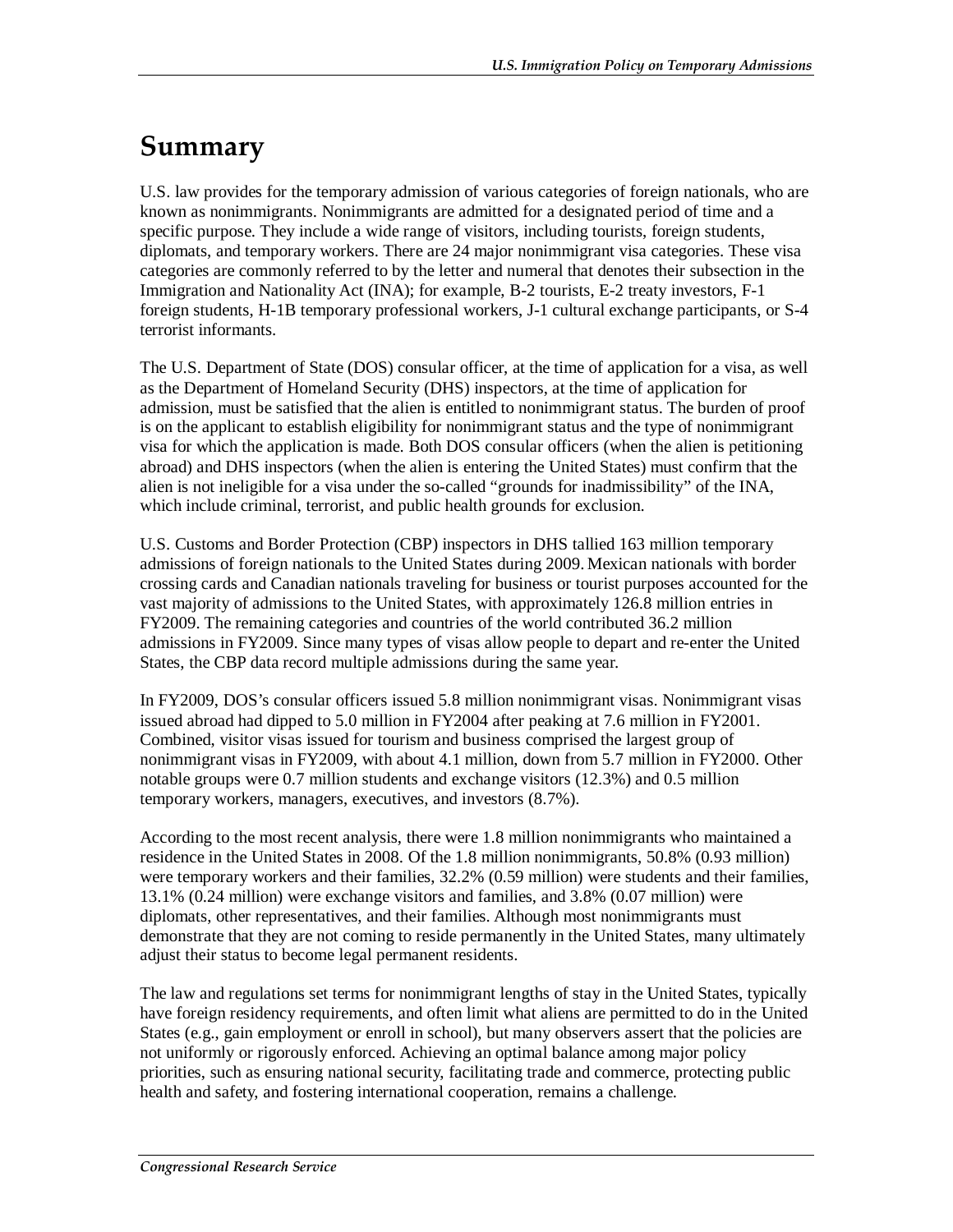# Summary

U.S. law provides for the temporary admission of various categories of foreign nationals, who are known as nonimmigrants. Nonimmigrants are admitted for a designated period of time and a specific purpose. They include a wide range of visitors, including tourists, foreign students, diplomats, and temporary workers. There are 24 major nonimmigrant visa categories. These visa categories are commonly referred to by the letter and numeral that denotes their subsection in the Immigration and Nationality Act (INA); for example, B-2 tourists, E-2 treaty investors, F-1 foreign students, H-1B temporary professional workers, J-1 cultural exchange participants, or S-4 terrorist informants.

The U.S. Department of State (DOS) consular officer, at the time of application for a visa, as well as the Department of Homeland Security (DHS) inspectors, at the time of application for admission, must be satisfied that the alien is entitled to nonimmigrant status. The burden of proof is on the applicant to establish eligibility for nonimmigrant status and the type of nonimmigrant visa for which the application is made. Both DOS consular officers (when the alien is petitioning abroad) and DHS inspectors (when the alien is entering the United States) must confirm that the alien is not ineligible for a visa under the so-called "grounds for inadmissibility" of the INA, which include criminal, terrorist, and public health grounds for exclusion.

U.S. Customs and Border Protection (CBP) inspectors in DHS tallied 163 million temporary admissions of foreign nationals to the United States during 2009. Mexican nationals with border crossing cards and Canadian nationals traveling for business or tourist purposes accounted for the vast majority of admissions to the United States, with approximately 126.8 million entries in FY2009. The remaining categories and countries of the world contributed 36.2 million admissions in FY2009. Since many types of visas allow people to depart and re-enter the United States, the CBP data record multiple admissions during the same year.

In FY2009, DOS's consular officers issued 5.8 million nonimmigrant visas. Nonimmigrant visas issued abroad had dipped to 5.0 million in FY2004 after peaking at 7.6 million in FY2001. Combined, visitor visas issued for tourism and business comprised the largest group of nonimmigrant visas in FY2009, with about 4.1 million, down from 5.7 million in FY2000. Other notable groups were 0.7 million students and exchange visitors (12.3%) and 0.5 million temporary workers, managers, executives, and investors (8.7%).

According to the most recent analysis, there were 1.8 million nonimmigrants who maintained a residence in the United States in 2008. Of the 1.8 million nonimmigrants, 50.8% (0.93 million) were temporary workers and their families, 32.2% (0.59 million) were students and their families, 13.1% (0.24 million) were exchange visitors and families, and 3.8% (0.07 million) were diplomats, other representatives, and their families. Although most nonimmigrants must demonstrate that they are not coming to reside permanently in the United States, many ultimately adjust their status to become legal permanent residents.

The law and regulations set terms for nonimmigrant lengths of stay in the United States, typically have foreign residency requirements, and often limit what aliens are permitted to do in the United States (e.g., gain employment or enroll in school), but many observers assert that the policies are not uniformly or rigorously enforced. Achieving an optimal balance among major policy priorities, such as ensuring national security, facilitating trade and commerce, protecting public health and safety, and fostering international cooperation, remains a challenge.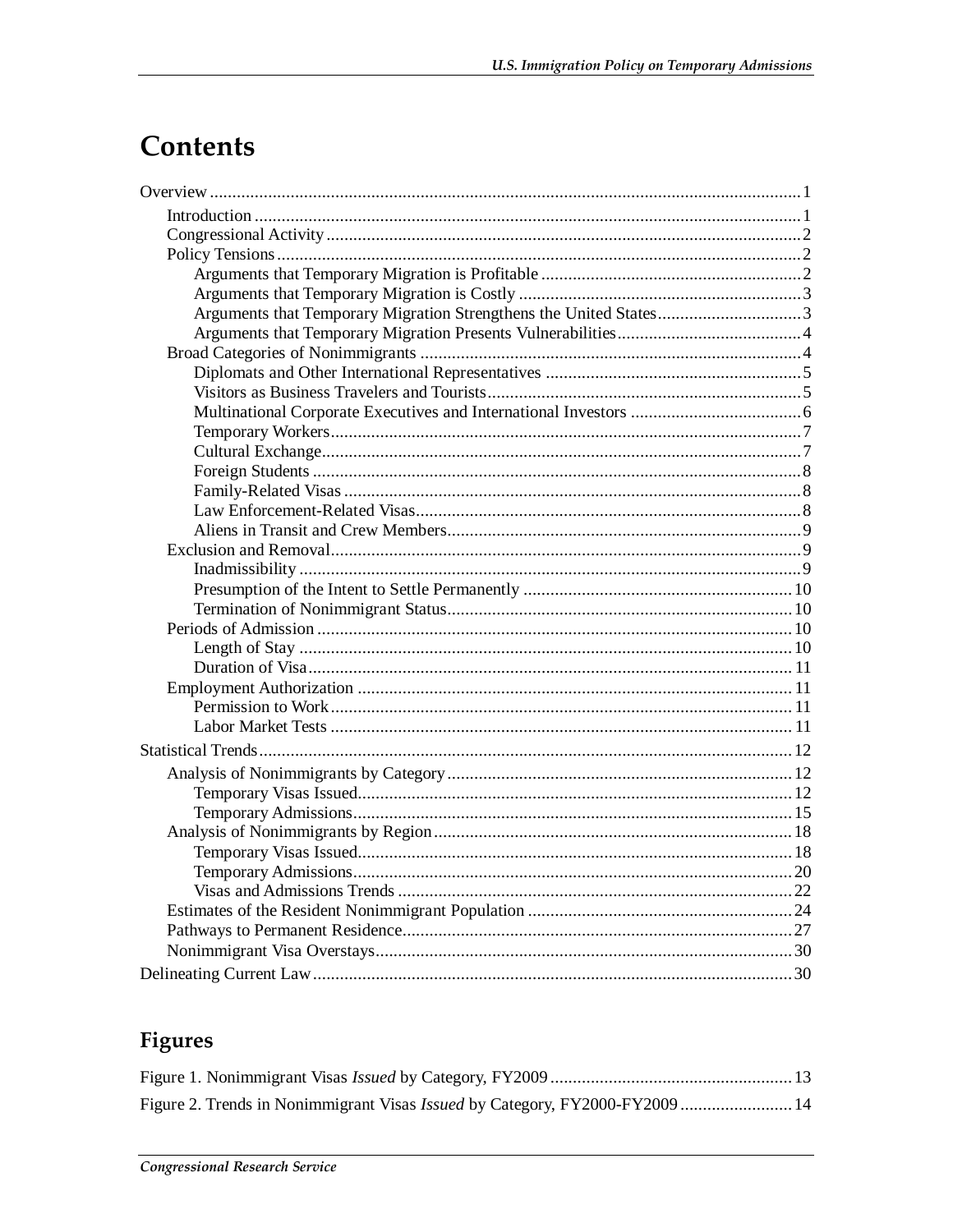# Contents

Overview ..... 1

- Introduction ..... 1
- Congressional Activity ..... 2
- Policy Tensions ..... 2
  - Arguments that Temporary Migration is Profitable ..... 2
  - Arguments that Temporary Migration is Costly ..... 3
  - Arguments that Temporary Migration Strengthens the United States ..... 3
  - Arguments that Temporary Migration Presents Vulnerabilities ..... 4
- Broad Categories of Nonimmigrants ..... 4
  - Diplomats and Other International Representatives ..... 5
  - Visitors as Business Travelers and Tourists ..... 5
  - Multinational Corporate Executives and International Investors ..... 6
  - Temporary Workers ..... 7
  - Cultural Exchange ..... 7
  - Foreign Students ..... 8
  - Family-Related Visas ..... 8
  - Law Enforcement-Related Visas ..... 8
  - Aliens in Transit and Crew Members ..... 9
- Exclusion and Removal ..... 9
  - Inadmissibility ..... 9
  - Presumption of the Intent to Settle Permanently ..... 10
  - Termination of Nonimmigrant Status ..... 10
- Periods of Admission ..... 10
  - Length of Stay ..... 10
  - Duration of Visa ..... 11
- Employment Authorization ..... 11
  - Permission to Work ..... 11
  - Labor Market Tests ..... 11

Statistical Trends ..... 12

- Analysis of Nonimmigrants by Category ..... 12
  - Temporary Visas Issued ..... 12
  - Temporary Admissions ..... 15
- Analysis of Nonimmigrants by Region ..... 18
  - Temporary Visas Issued ..... 18
  - Temporary Admissions ..... 20
  - Visas and Admissions Trends ..... 22
- Estimates of the Resident Nonimmigrant Population ..... 24
- Pathways to Permanent Residence ..... 27
- Nonimmigrant Visa Overstays ..... 30

Delineating Current Law ..... 30

## Figures

Figure 1. Nonimmigrant Visas *Issued* by Category, FY2009 ..... 13

Figure 2. Trends in Nonimmigrant Visas *Issued* by Category, FY2000-FY2009 ..... 14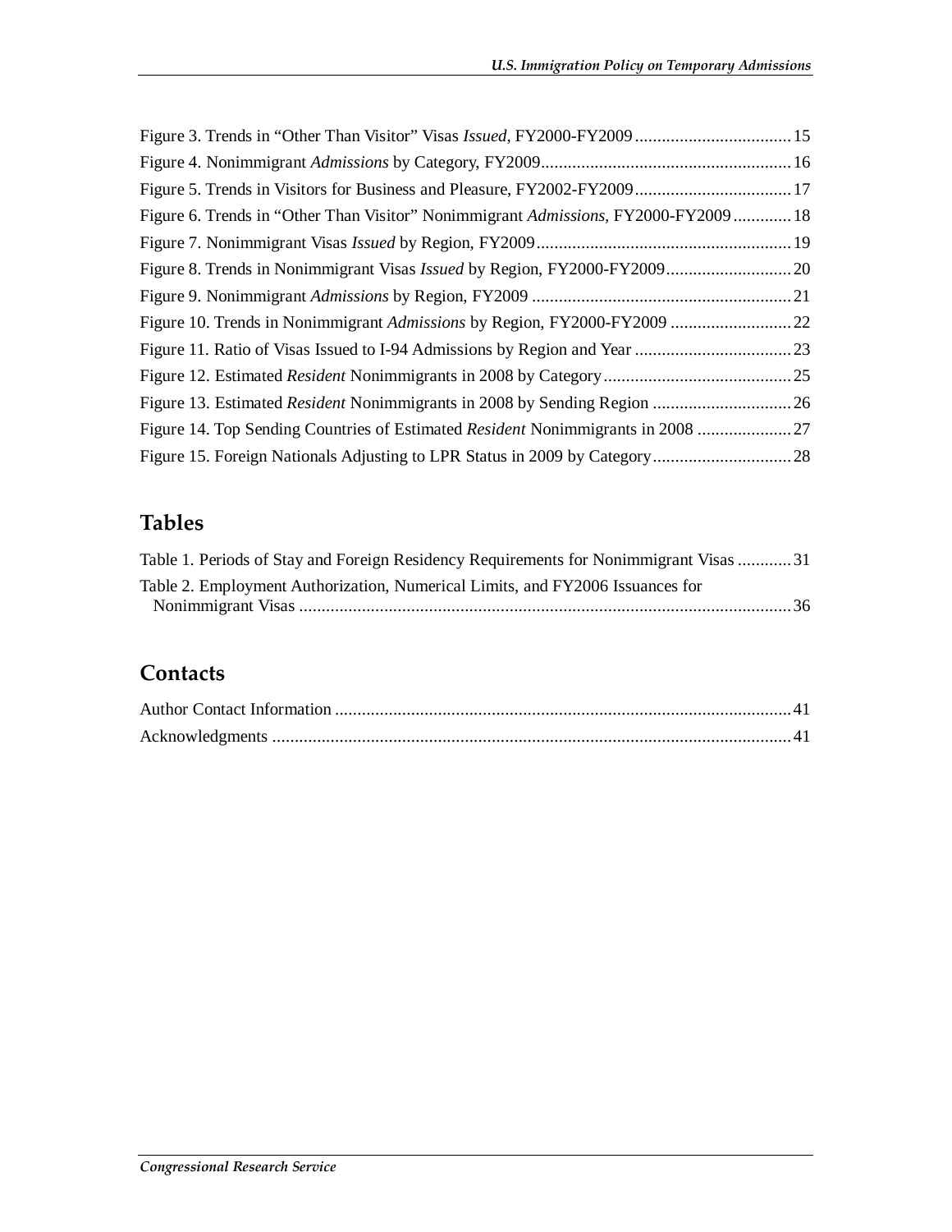Figure 3. Trends in "Other Than Visitor" Visas *Issued*, FY2000-FY2009 .................................. 15

Figure 4. Nonimmigrant *Admissions* by Category, FY2009 ........................................................ 16

Figure 5. Trends in Visitors for Business and Pleasure, FY2002-FY2009 .................................. 17

Figure 6. Trends in "Other Than Visitor" Nonimmigrant *Admissions*, FY2000-FY2009 ............. 18

Figure 7. Nonimmigrant Visas *Issued* by Region, FY2009 ......................................................... 19

Figure 8. Trends in Nonimmigrant Visas *Issued* by Region, FY2000-FY2009 ............................ 20

Figure 9. Nonimmigrant *Admissions* by Region, FY2009 .......................................................... 21

Figure 10. Trends in Nonimmigrant *Admissions* by Region, FY2000-FY2009 ........................... 22

Figure 11. Ratio of Visas Issued to I-94 Admissions by Region and Year ................................... 23

Figure 12. Estimated *Resident* Nonimmigrants in 2008 by Category .......................................... 25

Figure 13. Estimated *Resident* Nonimmigrants in 2008 by Sending Region ............................... 26

Figure 14. Top Sending Countries of Estimated *Resident* Nonimmigrants in 2008 ..................... 27

Figure 15. Foreign Nationals Adjusting to LPR Status in 2009 by Category ............................... 28

## Tables

Table 1. Periods of Stay and Foreign Residency Requirements for Nonimmigrant Visas ............ 31

Table 2. Employment Authorization, Numerical Limits, and FY2006 Issuances for Nonimmigrant Visas ............................................................................................................. 36

## Contacts

Author Contact Information ...................................................................................................... 41

Acknowledgments .................................................................................................................... 41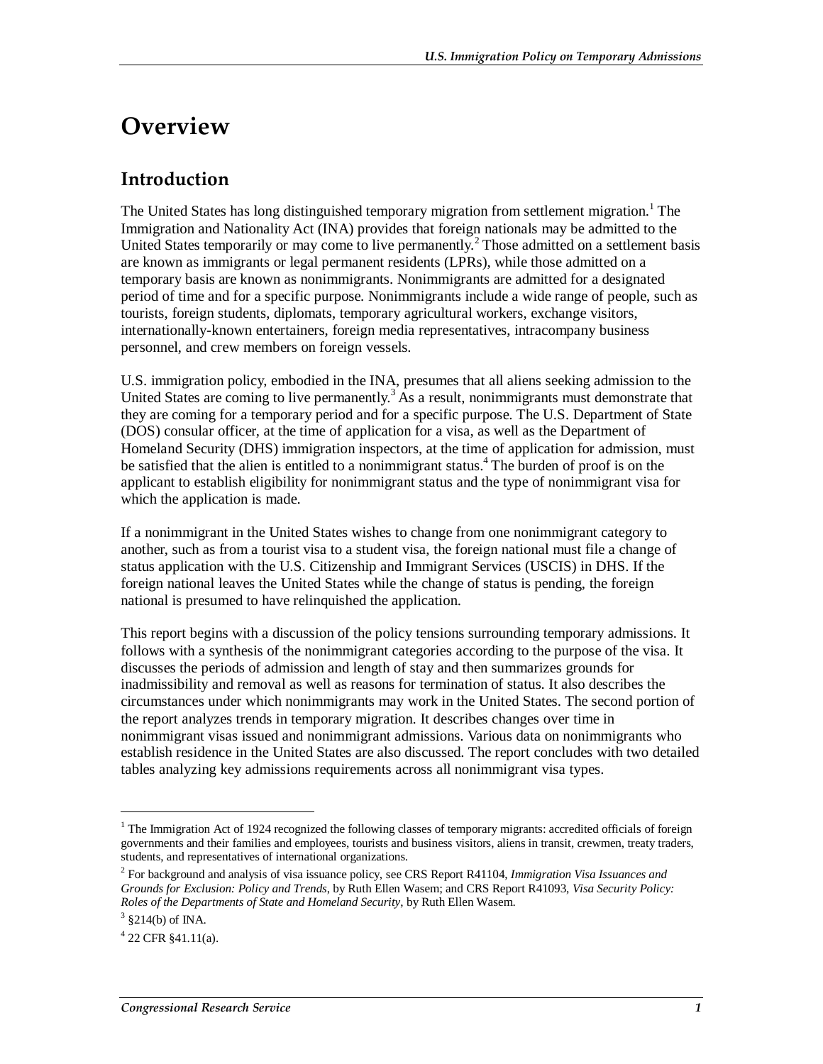# Overview

## Introduction

The United States has long distinguished temporary migration from settlement migration.[1] The Immigration and Nationality Act (INA) provides that foreign nationals may be admitted to the United States temporarily or may come to live permanently.[2] Those admitted on a settlement basis are known as immigrants or legal permanent residents (LPRs), while those admitted on a temporary basis are known as nonimmigrants. Nonimmigrants are admitted for a designated period of time and for a specific purpose. Nonimmigrants include a wide range of people, such as tourists, foreign students, diplomats, temporary agricultural workers, exchange visitors, internationally-known entertainers, foreign media representatives, intracompany business personnel, and crew members on foreign vessels.

U.S. immigration policy, embodied in the INA, presumes that all aliens seeking admission to the United States are coming to live permanently.[3] As a result, nonimmigrants must demonstrate that they are coming for a temporary period and for a specific purpose. The U.S. Department of State (DOS) consular officer, at the time of application for a visa, as well as the Department of Homeland Security (DHS) immigration inspectors, at the time of application for admission, must be satisfied that the alien is entitled to a nonimmigrant status.[4] The burden of proof is on the applicant to establish eligibility for nonimmigrant status and the type of nonimmigrant visa for which the application is made.

If a nonimmigrant in the United States wishes to change from one nonimmigrant category to another, such as from a tourist visa to a student visa, the foreign national must file a change of status application with the U.S. Citizenship and Immigrant Services (USCIS) in DHS. If the foreign national leaves the United States while the change of status is pending, the foreign national is presumed to have relinquished the application.

This report begins with a discussion of the policy tensions surrounding temporary admissions. It follows with a synthesis of the nonimmigrant categories according to the purpose of the visa. It discusses the periods of admission and length of stay and then summarizes grounds for inadmissibility and removal as well as reasons for termination of status. It also describes the circumstances under which nonimmigrants may work in the United States. The second portion of the report analyzes trends in temporary migration. It describes changes over time in nonimmigrant visas issued and nonimmigrant admissions. Various data on nonimmigrants who establish residence in the United States are also discussed. The report concludes with two detailed tables analyzing key admissions requirements across all nonimmigrant visa types.

---

[1] The Immigration Act of 1924 recognized the following classes of temporary migrants: accredited officials of foreign governments and their families and employees, tourists and business visitors, aliens in transit, crewmen, treaty traders, students, and representatives of international organizations.

[2] For background and analysis of visa issuance policy, see CRS Report R41104, *Immigration Visa Issuances and Grounds for Exclusion: Policy and Trends*, by Ruth Ellen Wasem; and CRS Report R41093, *Visa Security Policy: Roles of the Departments of State and Homeland Security*, by Ruth Ellen Wasem.

[3] §214(b) of INA.

[4] 22 CFR §41.11(a).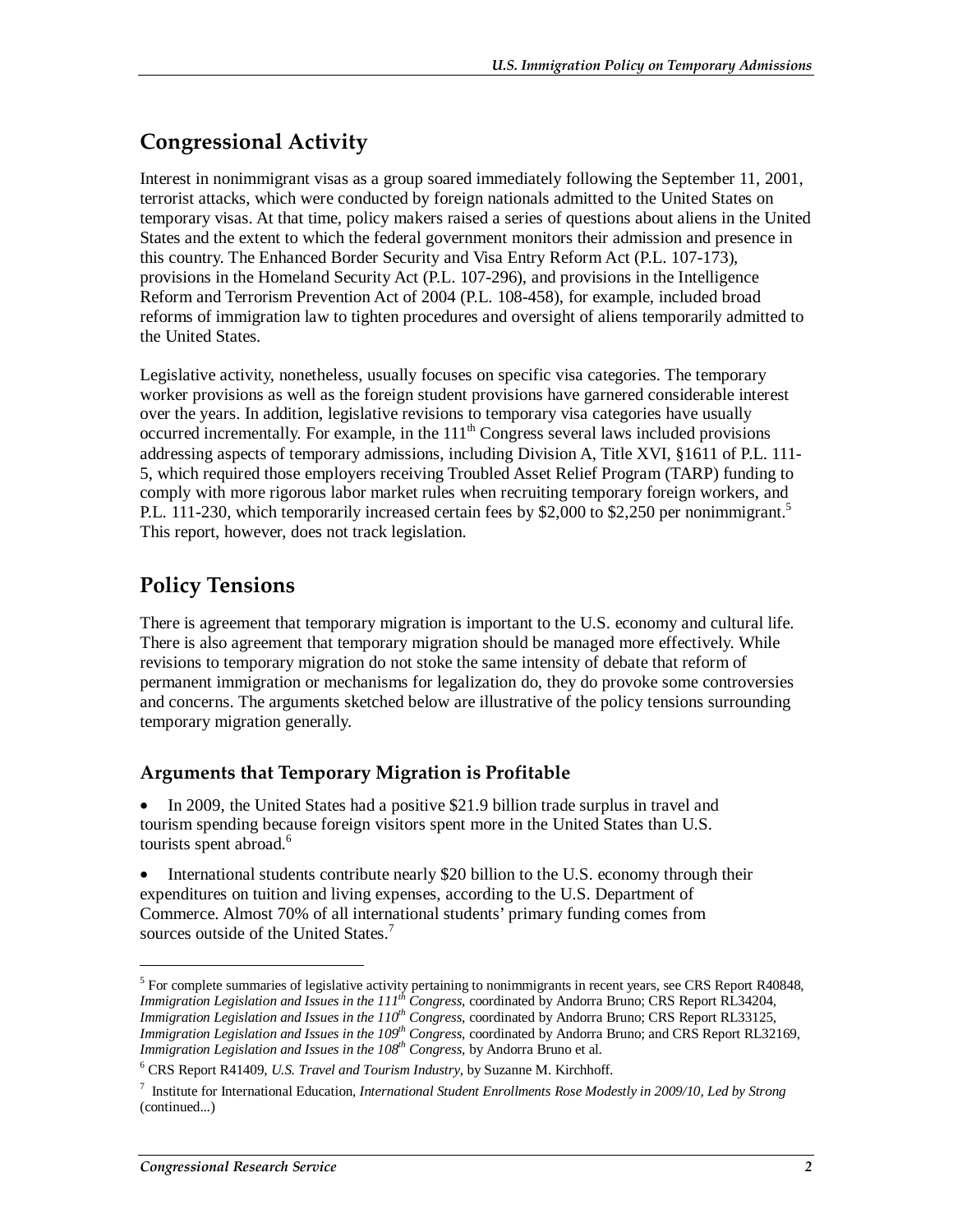## Congressional Activity

Interest in nonimmigrant visas as a group soared immediately following the September 11, 2001, terrorist attacks, which were conducted by foreign nationals admitted to the United States on temporary visas. At that time, policy makers raised a series of questions about aliens in the United States and the extent to which the federal government monitors their admission and presence in this country. The Enhanced Border Security and Visa Entry Reform Act (P.L. 107-173), provisions in the Homeland Security Act (P.L. 107-296), and provisions in the Intelligence Reform and Terrorism Prevention Act of 2004 (P.L. 108-458), for example, included broad reforms of immigration law to tighten procedures and oversight of aliens temporarily admitted to the United States.

Legislative activity, nonetheless, usually focuses on specific visa categories. The temporary worker provisions as well as the foreign student provisions have garnered considerable interest over the years. In addition, legislative revisions to temporary visa categories have usually occurred incrementally. For example, in the 111th Congress several laws included provisions addressing aspects of temporary admissions, including Division A, Title XVI, §1611 of P.L. 111-5, which required those employers receiving Troubled Asset Relief Program (TARP) funding to comply with more rigorous labor market rules when recruiting temporary foreign workers, and P.L. 111-230, which temporarily increased certain fees by $2,000 to $2,250 per nonimmigrant.[5] This report, however, does not track legislation.

## Policy Tensions

There is agreement that temporary migration is important to the U.S. economy and cultural life. There is also agreement that temporary migration should be managed more effectively. While revisions to temporary migration do not stoke the same intensity of debate that reform of permanent immigration or mechanisms for legalization do, they do provoke some controversies and concerns. The arguments sketched below are illustrative of the policy tensions surrounding temporary migration generally.

### Arguments that Temporary Migration is Profitable

- In 2009, the United States had a positive $21.9 billion trade surplus in travel and tourism spending because foreign visitors spent more in the United States than U.S. tourists spent abroad.[6]
- International students contribute nearly $20 billion to the U.S. economy through their expenditures on tuition and living expenses, according to the U.S. Department of Commerce. Almost 70% of all international students' primary funding comes from sources outside of the United States.[7]

---

[5] For complete summaries of legislative activity pertaining to nonimmigrants in recent years, see CRS Report R40848, *Immigration Legislation and Issues in the 111th Congress*, coordinated by Andorra Bruno; CRS Report RL34204, *Immigration Legislation and Issues in the 110th Congress*, coordinated by Andorra Bruno; CRS Report RL33125, *Immigration Legislation and Issues in the 109th Congress*, coordinated by Andorra Bruno; and CRS Report RL32169, *Immigration Legislation and Issues in the 108th Congress*, by Andorra Bruno et al.

[6] CRS Report R41409, *U.S. Travel and Tourism Industry*, by Suzanne M. Kirchhoff.

[7] Institute for International Education, *International Student Enrollments Rose Modestly in 2009/10, Led by Strong* (continued...)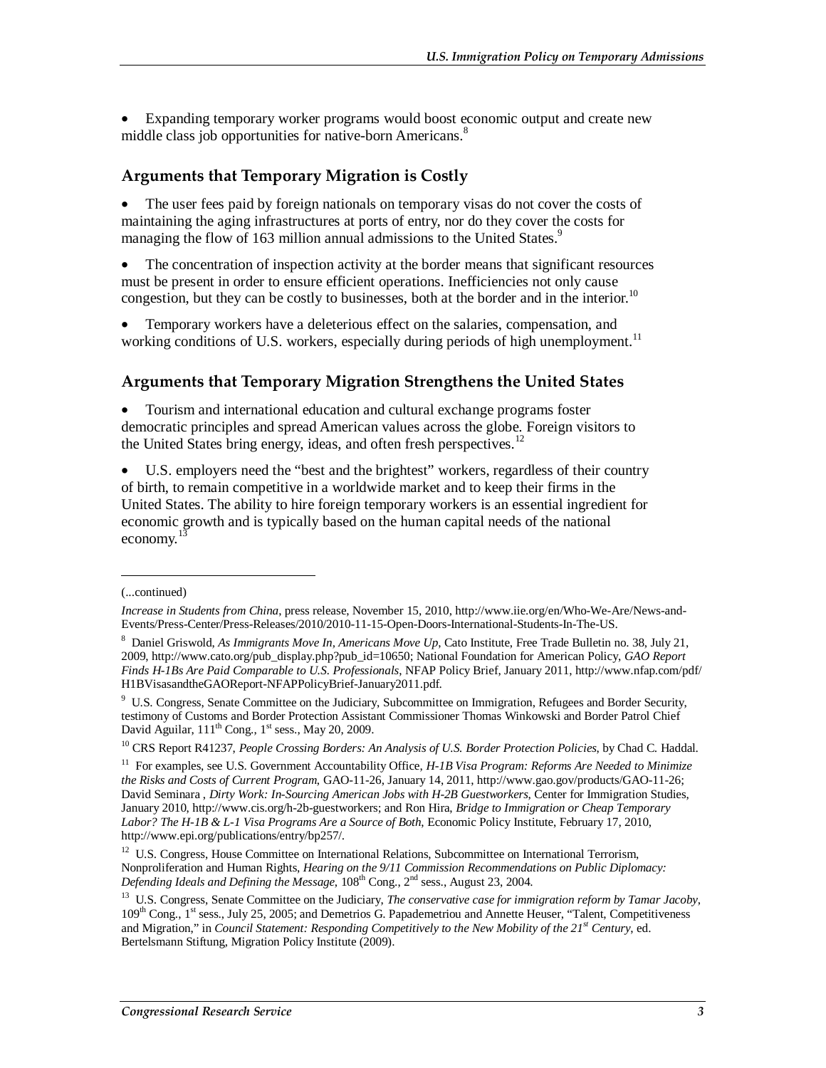- Expanding temporary worker programs would boost economic output and create new middle class job opportunities for native-born Americans.[8]

## Arguments that Temporary Migration is Costly

- The user fees paid by foreign nationals on temporary visas do not cover the costs of maintaining the aging infrastructures at ports of entry, nor do they cover the costs for managing the flow of 163 million annual admissions to the United States.[9]

- The concentration of inspection activity at the border means that significant resources must be present in order to ensure efficient operations. Inefficiencies not only cause congestion, but they can be costly to businesses, both at the border and in the interior.[10]

- Temporary workers have a deleterious effect on the salaries, compensation, and working conditions of U.S. workers, especially during periods of high unemployment.[11]

## Arguments that Temporary Migration Strengthens the United States

- Tourism and international education and cultural exchange programs foster democratic principles and spread American values across the globe. Foreign visitors to the United States bring energy, ideas, and often fresh perspectives.[12]

- U.S. employers need the "best and the brightest" workers, regardless of their country of birth, to remain competitive in a worldwide market and to keep their firms in the United States. The ability to hire foreign temporary workers is an essential ingredient for economic growth and is typically based on the human capital needs of the national economy.[13]

---

(...continued)

*Increase in Students from China*, press release, November 15, 2010, http://www.iie.org/en/Who-We-Are/News-and-Events/Press-Center/Press-Releases/2010/2010-11-15-Open-Doors-International-Students-In-The-US.

[8] Daniel Griswold, *As Immigrants Move In, Americans Move Up*, Cato Institute, Free Trade Bulletin no. 38, July 21, 2009, http://www.cato.org/pub_display.php?pub_id=10650; National Foundation for American Policy, *GAO Report Finds H-1Bs Are Paid Comparable to U.S. Professionals*, NFAP Policy Brief, January 2011, http://www.nfap.com/pdf/H1BVisasandtheGAOReport-NFAPPolicyBrief-January2011.pdf.

[9] U.S. Congress, Senate Committee on the Judiciary, Subcommittee on Immigration, Refugees and Border Security, testimony of Customs and Border Protection Assistant Commissioner Thomas Winkowski and Border Patrol Chief David Aguilar, 111th Cong., 1st sess., May 20, 2009.

[10] CRS Report R41237, *People Crossing Borders: An Analysis of U.S. Border Protection Policies*, by Chad C. Haddal.

[11] For examples, see U.S. Government Accountability Office, *H-1B Visa Program: Reforms Are Needed to Minimize the Risks and Costs of Current Program*, GAO-11-26, January 14, 2011, http://www.gao.gov/products/GAO-11-26; David Seminara , *Dirty Work: In-Sourcing American Jobs with H-2B Guestworkers*, Center for Immigration Studies, January 2010, http://www.cis.org/h-2b-guestworkers; and Ron Hira, *Bridge to Immigration or Cheap Temporary Labor? The H-1B & L-1 Visa Programs Are a Source of Both*, Economic Policy Institute, February 17, 2010, http://www.epi.org/publications/entry/bp257/.

[12] U.S. Congress, House Committee on International Relations, Subcommittee on International Terrorism, Nonproliferation and Human Rights, *Hearing on the 9/11 Commission Recommendations on Public Diplomacy: Defending Ideals and Defining the Message*, 108th Cong., 2nd sess., August 23, 2004.

[13] U.S. Congress, Senate Committee on the Judiciary, *The conservative case for immigration reform by Tamar Jacoby*, 109th Cong., 1st sess., July 25, 2005; and Demetrios G. Papademetriou and Annette Heuser, "Talent, Competitiveness and Migration," in *Council Statement: Responding Competitively to the New Mobility of the 21st Century*, ed. Bertelsmann Stiftung, Migration Policy Institute (2009).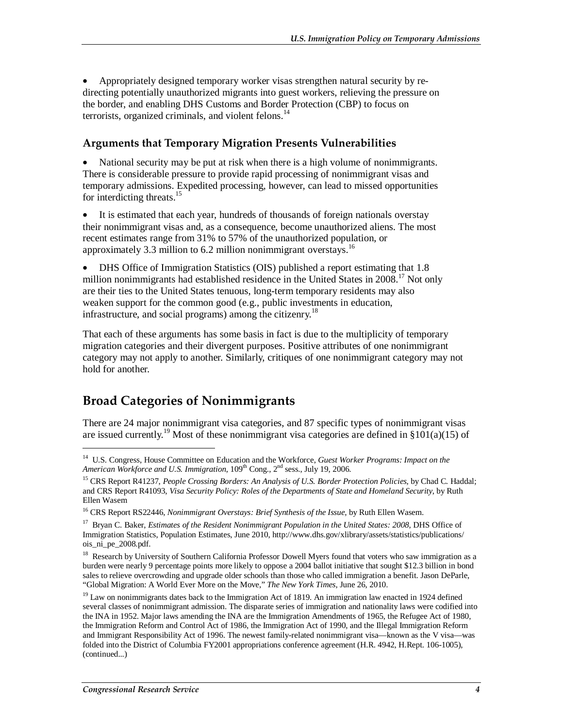- Appropriately designed temporary worker visas strengthen natural security by re-directing potentially unauthorized migrants into guest workers, relieving the pressure on the border, and enabling DHS Customs and Border Protection (CBP) to focus on terrorists, organized criminals, and violent felons.[14]

### Arguments that Temporary Migration Presents Vulnerabilities

- National security may be put at risk when there is a high volume of nonimmigrants. There is considerable pressure to provide rapid processing of nonimmigrant visas and temporary admissions. Expedited processing, however, can lead to missed opportunities for interdicting threats.[15]
- It is estimated that each year, hundreds of thousands of foreign nationals overstay their nonimmigrant visas and, as a consequence, become unauthorized aliens. The most recent estimates range from 31% to 57% of the unauthorized population, or approximately 3.3 million to 6.2 million nonimmigrant overstays.[16]
- DHS Office of Immigration Statistics (OIS) published a report estimating that 1.8 million nonimmigrants had established residence in the United States in 2008.[17] Not only are their ties to the United States tenuous, long-term temporary residents may also weaken support for the common good (e.g., public investments in education, infrastructure, and social programs) among the citizenry.[18]

That each of these arguments has some basis in fact is due to the multiplicity of temporary migration categories and their divergent purposes. Positive attributes of one nonimmigrant category may not apply to another. Similarly, critiques of one nonimmigrant category may not hold for another.

## Broad Categories of Nonimmigrants

There are 24 major nonimmigrant visa categories, and 87 specific types of nonimmigrant visas are issued currently.[19] Most of these nonimmigrant visa categories are defined in §101(a)(15) of

---

[14] U.S. Congress, House Committee on Education and the Workforce, *Guest Worker Programs: Impact on the American Workforce and U.S. Immigration*, 109th Cong., 2nd sess., July 19, 2006.

[15] CRS Report R41237, *People Crossing Borders: An Analysis of U.S. Border Protection Policies*, by Chad C. Haddal; and CRS Report R41093, *Visa Security Policy: Roles of the Departments of State and Homeland Security*, by Ruth Ellen Wasem

[16] CRS Report RS22446, *Nonimmigrant Overstays: Brief Synthesis of the Issue*, by Ruth Ellen Wasem.

[17] Bryan C. Baker, *Estimates of the Resident Nonimmigrant Population in the United States: 2008*, DHS Office of Immigration Statistics, Population Estimates, June 2010, http://www.dhs.gov/xlibrary/assets/statistics/publications/ois_ni_pe_2008.pdf.

[18] Research by University of Southern California Professor Dowell Myers found that voters who saw immigration as a burden were nearly 9 percentage points more likely to oppose a 2004 ballot initiative that sought $12.3 billion in bond sales to relieve overcrowding and upgrade older schools than those who called immigration a benefit. Jason DeParle, "Global Migration: A World Ever More on the Move," *The New York Times*, June 26, 2010.

[19] Law on nonimmigrants dates back to the Immigration Act of 1819. An immigration law enacted in 1924 defined several classes of nonimmigrant admission. The disparate series of immigration and nationality laws were codified into the INA in 1952. Major laws amending the INA are the Immigration Amendments of 1965, the Refugee Act of 1980, the Immigration Reform and Control Act of 1986, the Immigration Act of 1990, and the Illegal Immigration Reform and Immigrant Responsibility Act of 1996. The newest family-related nonimmigrant visa—known as the V visa—was folded into the District of Columbia FY2001 appropriations conference agreement (H.R. 4942, H.Rept. 106-1005), (continued...)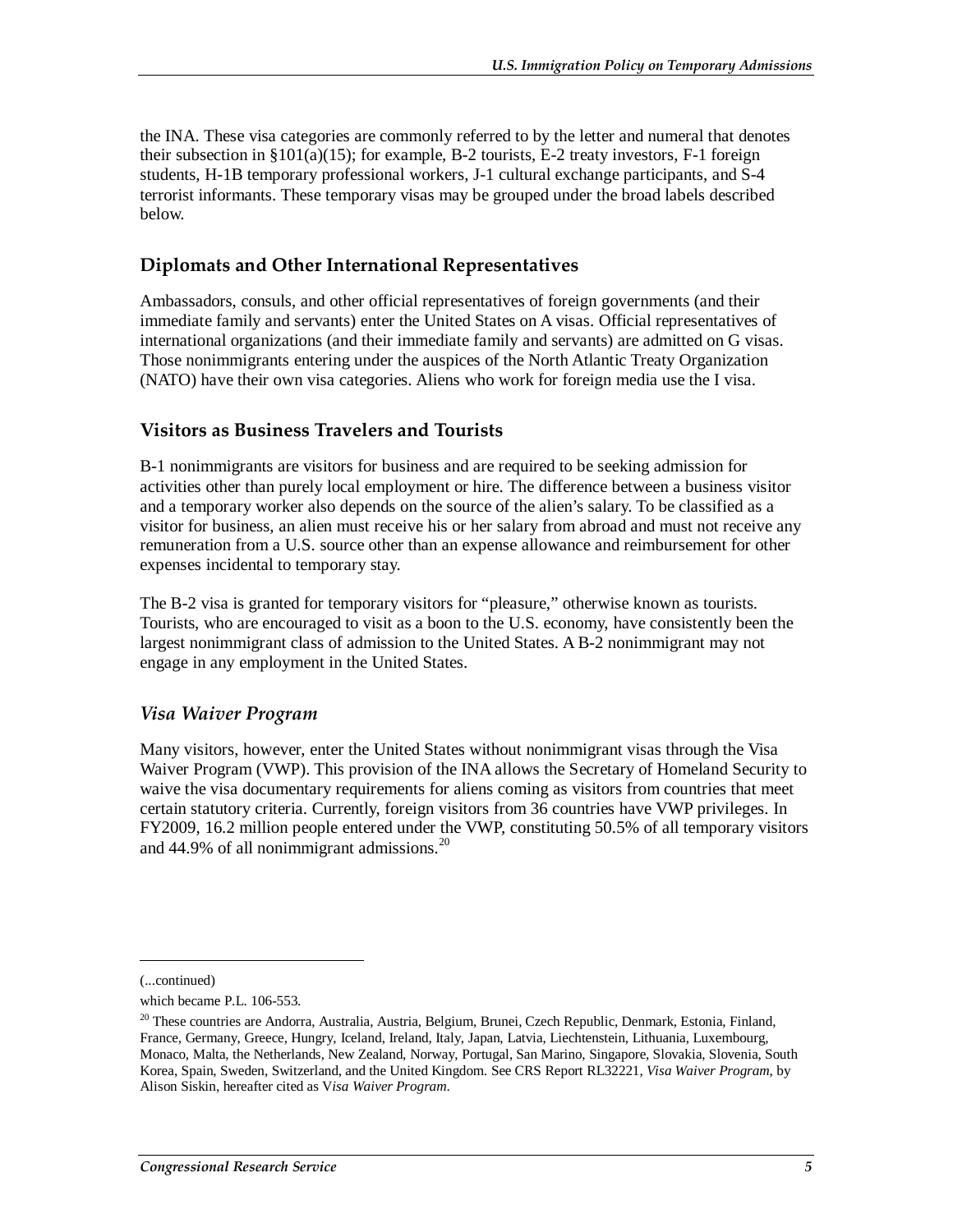the INA. These visa categories are commonly referred to by the letter and numeral that denotes their subsection in §101(a)(15); for example, B-2 tourists, E-2 treaty investors, F-1 foreign students, H-1B temporary professional workers, J-1 cultural exchange participants, and S-4 terrorist informants. These temporary visas may be grouped under the broad labels described below.

## Diplomats and Other International Representatives

Ambassadors, consuls, and other official representatives of foreign governments (and their immediate family and servants) enter the United States on A visas. Official representatives of international organizations (and their immediate family and servants) are admitted on G visas. Those nonimmigrants entering under the auspices of the North Atlantic Treaty Organization (NATO) have their own visa categories. Aliens who work for foreign media use the I visa.

## Visitors as Business Travelers and Tourists

B-1 nonimmigrants are visitors for business and are required to be seeking admission for activities other than purely local employment or hire. The difference between a business visitor and a temporary worker also depends on the source of the alien's salary. To be classified as a visitor for business, an alien must receive his or her salary from abroad and must not receive any remuneration from a U.S. source other than an expense allowance and reimbursement for other expenses incidental to temporary stay.

The B-2 visa is granted for temporary visitors for "pleasure," otherwise known as tourists. Tourists, who are encouraged to visit as a boon to the U.S. economy, have consistently been the largest nonimmigrant class of admission to the United States. A B-2 nonimmigrant may not engage in any employment in the United States.

### *Visa Waiver Program*

Many visitors, however, enter the United States without nonimmigrant visas through the Visa Waiver Program (VWP). This provision of the INA allows the Secretary of Homeland Security to waive the visa documentary requirements for aliens coming as visitors from countries that meet certain statutory criteria. Currently, foreign visitors from 36 countries have VWP privileges. In FY2009, 16.2 million people entered under the VWP, constituting 50.5% of all temporary visitors and 44.9% of all nonimmigrant admissions.[20]

---

(...continued)

which became P.L. 106-553.

[20] These countries are Andorra, Australia, Austria, Belgium, Brunei, Czech Republic, Denmark, Estonia, Finland, France, Germany, Greece, Hungry, Iceland, Ireland, Italy, Japan, Latvia, Liechtenstein, Lithuania, Luxembourg, Monaco, Malta, the Netherlands, New Zealand, Norway, Portugal, San Marino, Singapore, Slovakia, Slovenia, South Korea, Spain, Sweden, Switzerland, and the United Kingdom. See CRS Report RL32221, *Visa Waiver Program*, by Alison Siskin, hereafter cited as V*isa Waiver Program*.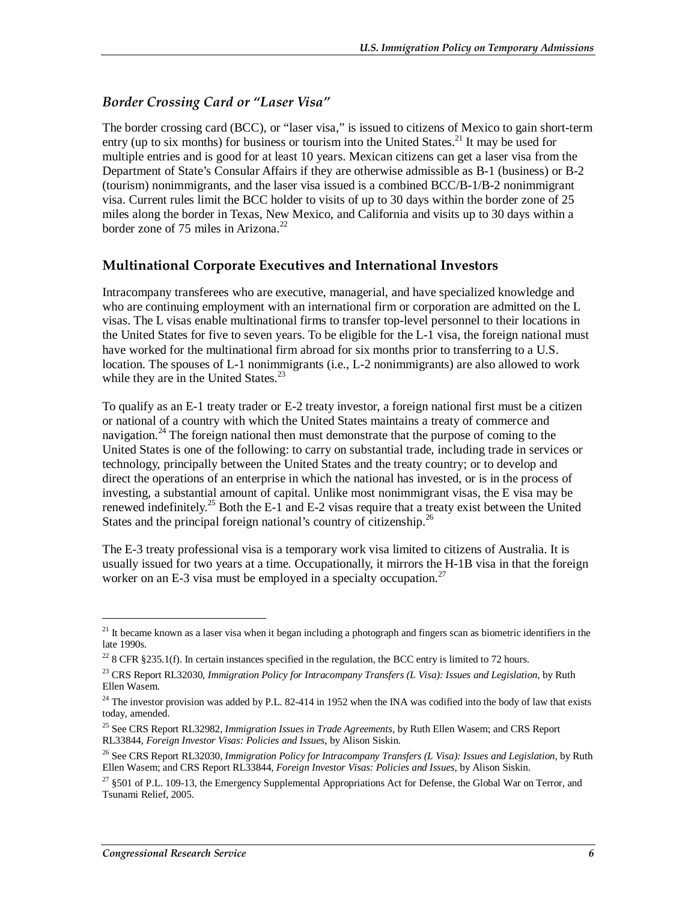### *Border Crossing Card or "Laser Visa"*

The border crossing card (BCC), or "laser visa," is issued to citizens of Mexico to gain short-term entry (up to six months) for business or tourism into the United States.[21] It may be used for multiple entries and is good for at least 10 years. Mexican citizens can get a laser visa from the Department of State's Consular Affairs if they are otherwise admissible as B-1 (business) or B-2 (tourism) nonimmigrants, and the laser visa issued is a combined BCC/B-1/B-2 nonimmigrant visa. Current rules limit the BCC holder to visits of up to 30 days within the border zone of 25 miles along the border in Texas, New Mexico, and California and visits up to 30 days within a border zone of 75 miles in Arizona.[22]

## Multinational Corporate Executives and International Investors

Intracompany transferees who are executive, managerial, and have specialized knowledge and who are continuing employment with an international firm or corporation are admitted on the L visas. The L visas enable multinational firms to transfer top-level personnel to their locations in the United States for five to seven years. To be eligible for the L-1 visa, the foreign national must have worked for the multinational firm abroad for six months prior to transferring to a U.S. location. The spouses of L-1 nonimmigrants (i.e., L-2 nonimmigrants) are also allowed to work while they are in the United States.[23]

To qualify as an E-1 treaty trader or E-2 treaty investor, a foreign national first must be a citizen or national of a country with which the United States maintains a treaty of commerce and navigation.[24] The foreign national then must demonstrate that the purpose of coming to the United States is one of the following: to carry on substantial trade, including trade in services or technology, principally between the United States and the treaty country; or to develop and direct the operations of an enterprise in which the national has invested, or is in the process of investing, a substantial amount of capital. Unlike most nonimmigrant visas, the E visa may be renewed indefinitely.[25] Both the E-1 and E-2 visas require that a treaty exist between the United States and the principal foreign national's country of citizenship.[26]

The E-3 treaty professional visa is a temporary work visa limited to citizens of Australia. It is usually issued for two years at a time. Occupationally, it mirrors the H-1B visa in that the foreign worker on an E-3 visa must be employed in a specialty occupation.[27]

---

[21] It became known as a laser visa when it began including a photograph and fingers scan as biometric identifiers in the late 1990s.

[22] 8 CFR §235.1(f). In certain instances specified in the regulation, the BCC entry is limited to 72 hours.

[23] CRS Report RL32030, *Immigration Policy for Intracompany Transfers (L Visa): Issues and Legislation*, by Ruth Ellen Wasem.

[24] The investor provision was added by P.L. 82-414 in 1952 when the INA was codified into the body of law that exists today, amended.

[25] See CRS Report RL32982, *Immigration Issues in Trade Agreements*, by Ruth Ellen Wasem; and CRS Report RL33844, *Foreign Investor Visas: Policies and Issues*, by Alison Siskin.

[26] See CRS Report RL32030, *Immigration Policy for Intracompany Transfers (L Visa): Issues and Legislation*, by Ruth Ellen Wasem; and CRS Report RL33844, *Foreign Investor Visas: Policies and Issues*, by Alison Siskin.

[27] §501 of P.L. 109-13, the Emergency Supplemental Appropriations Act for Defense, the Global War on Terror, and Tsunami Relief, 2005.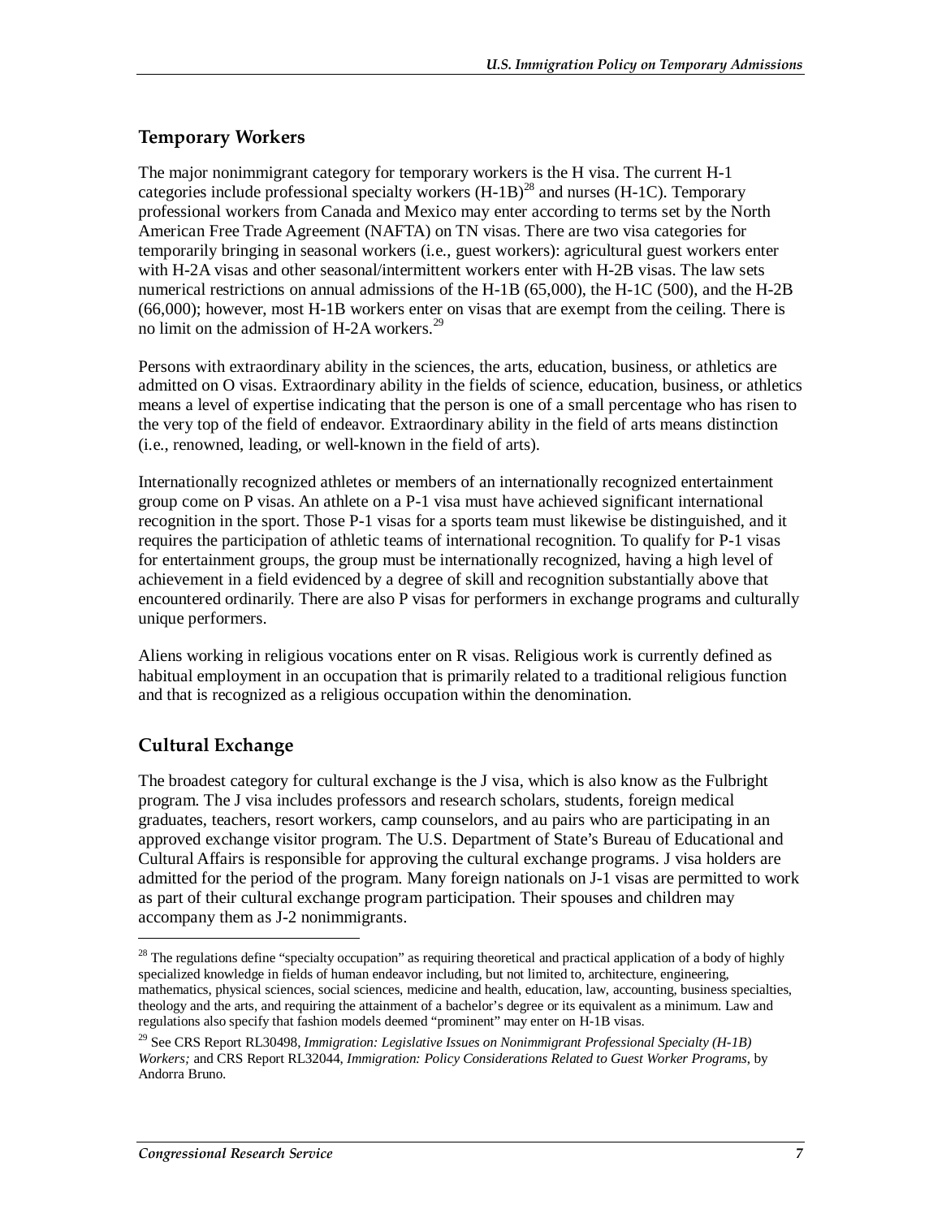## Temporary Workers

The major nonimmigrant category for temporary workers is the H visa. The current H-1 categories include professional specialty workers (H-1B)[28] and nurses (H-1C). Temporary professional workers from Canada and Mexico may enter according to terms set by the North American Free Trade Agreement (NAFTA) on TN visas. There are two visa categories for temporarily bringing in seasonal workers (i.e., guest workers): agricultural guest workers enter with H-2A visas and other seasonal/intermittent workers enter with H-2B visas. The law sets numerical restrictions on annual admissions of the H-1B (65,000), the H-1C (500), and the H-2B (66,000); however, most H-1B workers enter on visas that are exempt from the ceiling. There is no limit on the admission of H-2A workers.[29]

Persons with extraordinary ability in the sciences, the arts, education, business, or athletics are admitted on O visas. Extraordinary ability in the fields of science, education, business, or athletics means a level of expertise indicating that the person is one of a small percentage who has risen to the very top of the field of endeavor. Extraordinary ability in the field of arts means distinction (i.e., renowned, leading, or well-known in the field of arts).

Internationally recognized athletes or members of an internationally recognized entertainment group come on P visas. An athlete on a P-1 visa must have achieved significant international recognition in the sport. Those P-1 visas for a sports team must likewise be distinguished, and it requires the participation of athletic teams of international recognition. To qualify for P-1 visas for entertainment groups, the group must be internationally recognized, having a high level of achievement in a field evidenced by a degree of skill and recognition substantially above that encountered ordinarily. There are also P visas for performers in exchange programs and culturally unique performers.

Aliens working in religious vocations enter on R visas. Religious work is currently defined as habitual employment in an occupation that is primarily related to a traditional religious function and that is recognized as a religious occupation within the denomination.

## Cultural Exchange

The broadest category for cultural exchange is the J visa, which is also know as the Fulbright program. The J visa includes professors and research scholars, students, foreign medical graduates, teachers, resort workers, camp counselors, and au pairs who are participating in an approved exchange visitor program. The U.S. Department of State's Bureau of Educational and Cultural Affairs is responsible for approving the cultural exchange programs. J visa holders are admitted for the period of the program. Many foreign nationals on J-1 visas are permitted to work as part of their cultural exchange program participation. Their spouses and children may accompany them as J-2 nonimmigrants.

---

[28] The regulations define "specialty occupation" as requiring theoretical and practical application of a body of highly specialized knowledge in fields of human endeavor including, but not limited to, architecture, engineering, mathematics, physical sciences, social sciences, medicine and health, education, law, accounting, business specialties, theology and the arts, and requiring the attainment of a bachelor's degree or its equivalent as a minimum. Law and regulations also specify that fashion models deemed "prominent" may enter on H-1B visas.

[29] See CRS Report RL30498, *Immigration: Legislative Issues on Nonimmigrant Professional Specialty (H-1B) Workers;* and CRS Report RL32044, *Immigration: Policy Considerations Related to Guest Worker Programs*, by Andorra Bruno.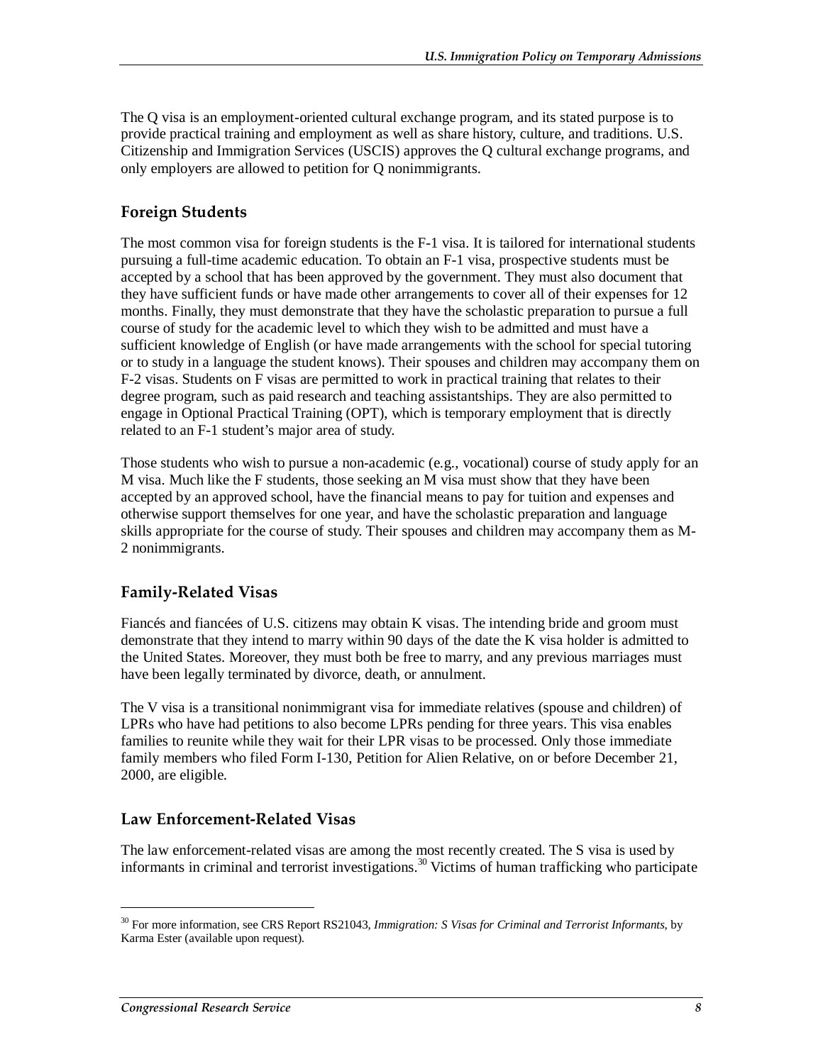The Q visa is an employment-oriented cultural exchange program, and its stated purpose is to provide practical training and employment as well as share history, culture, and traditions. U.S. Citizenship and Immigration Services (USCIS) approves the Q cultural exchange programs, and only employers are allowed to petition for Q nonimmigrants.

### Foreign Students

The most common visa for foreign students is the F-1 visa. It is tailored for international students pursuing a full-time academic education. To obtain an F-1 visa, prospective students must be accepted by a school that has been approved by the government. They must also document that they have sufficient funds or have made other arrangements to cover all of their expenses for 12 months. Finally, they must demonstrate that they have the scholastic preparation to pursue a full course of study for the academic level to which they wish to be admitted and must have a sufficient knowledge of English (or have made arrangements with the school for special tutoring or to study in a language the student knows). Their spouses and children may accompany them on F-2 visas. Students on F visas are permitted to work in practical training that relates to their degree program, such as paid research and teaching assistantships. They are also permitted to engage in Optional Practical Training (OPT), which is temporary employment that is directly related to an F-1 student's major area of study.

Those students who wish to pursue a non-academic (e.g., vocational) course of study apply for an M visa. Much like the F students, those seeking an M visa must show that they have been accepted by an approved school, have the financial means to pay for tuition and expenses and otherwise support themselves for one year, and have the scholastic preparation and language skills appropriate for the course of study. Their spouses and children may accompany them as M-2 nonimmigrants.

### Family-Related Visas

Fiancés and fiancées of U.S. citizens may obtain K visas. The intending bride and groom must demonstrate that they intend to marry within 90 days of the date the K visa holder is admitted to the United States. Moreover, they must both be free to marry, and any previous marriages must have been legally terminated by divorce, death, or annulment.

The V visa is a transitional nonimmigrant visa for immediate relatives (spouse and children) of LPRs who have had petitions to also become LPRs pending for three years. This visa enables families to reunite while they wait for their LPR visas to be processed. Only those immediate family members who filed Form I-130, Petition for Alien Relative, on or before December 21, 2000, are eligible.

### Law Enforcement-Related Visas

The law enforcement-related visas are among the most recently created. The S visa is used by informants in criminal and terrorist investigations.[30] Victims of human trafficking who participate

[30] For more information, see CRS Report RS21043, *Immigration: S Visas for Criminal and Terrorist Informants*, by Karma Ester (available upon request).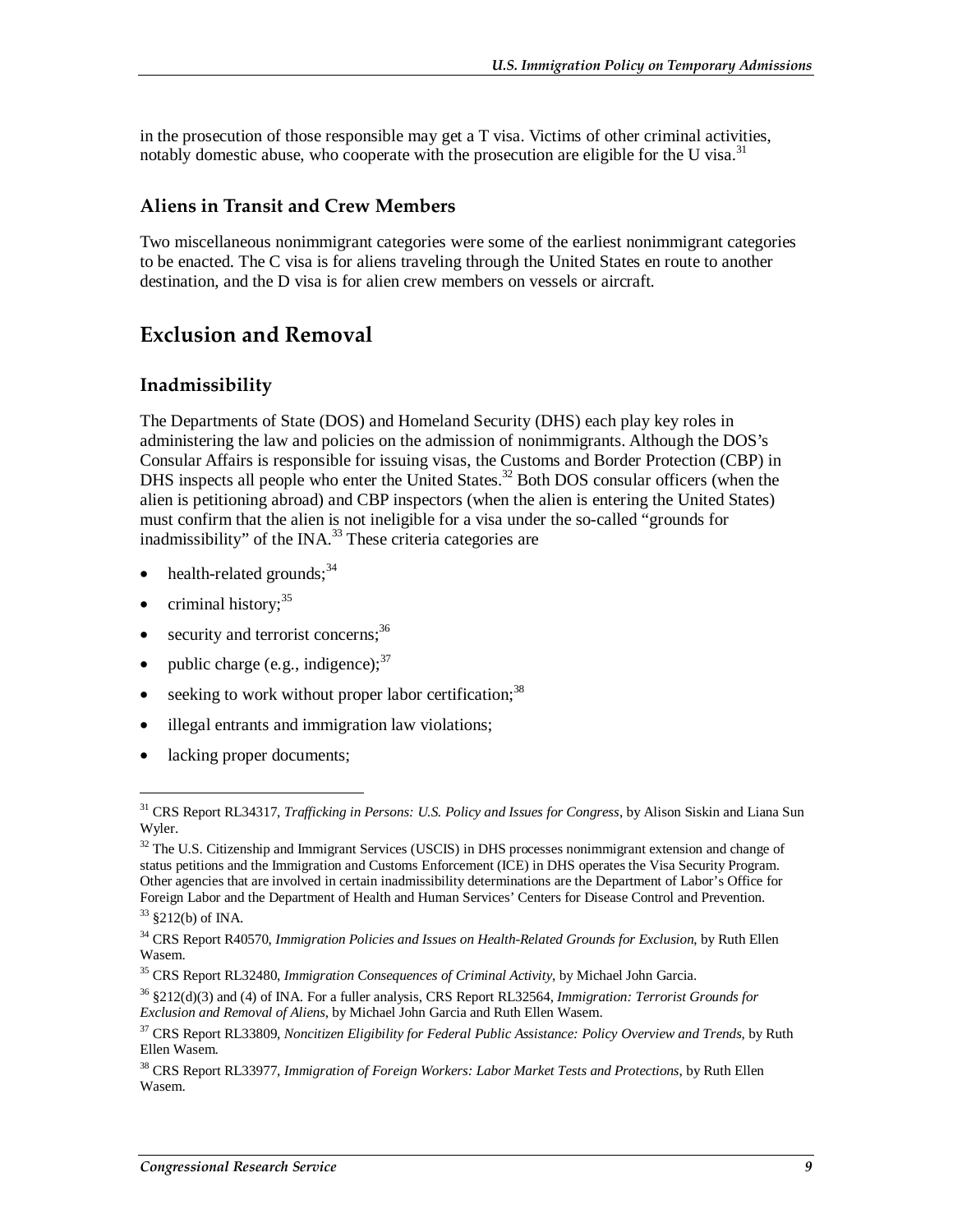in the prosecution of those responsible may get a T visa. Victims of other criminal activities, notably domestic abuse, who cooperate with the prosecution are eligible for the U visa.[31]

### Aliens in Transit and Crew Members

Two miscellaneous nonimmigrant categories were some of the earliest nonimmigrant categories to be enacted. The C visa is for aliens traveling through the United States en route to another destination, and the D visa is for alien crew members on vessels or aircraft.

## Exclusion and Removal

### Inadmissibility

The Departments of State (DOS) and Homeland Security (DHS) each play key roles in administering the law and policies on the admission of nonimmigrants. Although the DOS's Consular Affairs is responsible for issuing visas, the Customs and Border Protection (CBP) in DHS inspects all people who enter the United States.[32] Both DOS consular officers (when the alien is petitioning abroad) and CBP inspectors (when the alien is entering the United States) must confirm that the alien is not ineligible for a visa under the so-called "grounds for inadmissibility" of the INA.[33] These criteria categories are

- health-related grounds;[34]
- criminal history;[35]
- security and terrorist concerns;[36]
- public charge (e.g., indigence);[37]
- seeking to work without proper labor certification;[38]
- illegal entrants and immigration law violations;
- lacking proper documents;

---

[31] CRS Report RL34317, *Trafficking in Persons: U.S. Policy and Issues for Congress*, by Alison Siskin and Liana Sun Wyler.

[32] The U.S. Citizenship and Immigrant Services (USCIS) in DHS processes nonimmigrant extension and change of status petitions and the Immigration and Customs Enforcement (ICE) in DHS operates the Visa Security Program. Other agencies that are involved in certain inadmissibility determinations are the Department of Labor's Office for Foreign Labor and the Department of Health and Human Services' Centers for Disease Control and Prevention.

[33] §212(b) of INA.

[34] CRS Report R40570, *Immigration Policies and Issues on Health-Related Grounds for Exclusion*, by Ruth Ellen Wasem.

[35] CRS Report RL32480, *Immigration Consequences of Criminal Activity*, by Michael John Garcia.

[36] §212(d)(3) and (4) of INA. For a fuller analysis, CRS Report RL32564, *Immigration: Terrorist Grounds for Exclusion and Removal of Aliens*, by Michael John Garcia and Ruth Ellen Wasem.

[37] CRS Report RL33809, *Noncitizen Eligibility for Federal Public Assistance: Policy Overview and Trends*, by Ruth Ellen Wasem.

[38] CRS Report RL33977, *Immigration of Foreign Workers: Labor Market Tests and Protections*, by Ruth Ellen Wasem.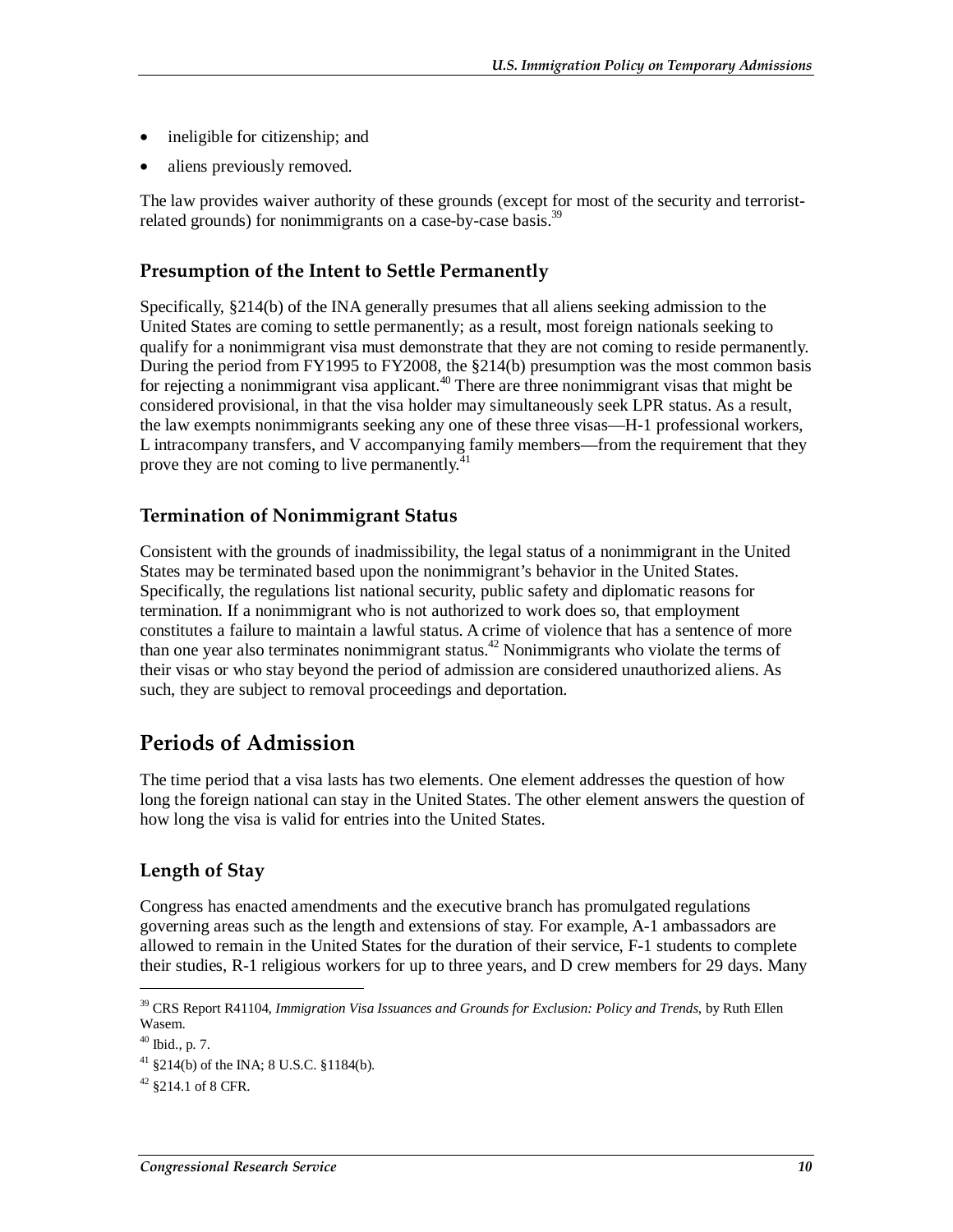- ineligible for citizenship; and
- aliens previously removed.

The law provides waiver authority of these grounds (except for most of the security and terrorist-related grounds) for nonimmigrants on a case-by-case basis.[39]

### Presumption of the Intent to Settle Permanently

Specifically, §214(b) of the INA generally presumes that all aliens seeking admission to the United States are coming to settle permanently; as a result, most foreign nationals seeking to qualify for a nonimmigrant visa must demonstrate that they are not coming to reside permanently. During the period from FY1995 to FY2008, the §214(b) presumption was the most common basis for rejecting a nonimmigrant visa applicant.[40] There are three nonimmigrant visas that might be considered provisional, in that the visa holder may simultaneously seek LPR status. As a result, the law exempts nonimmigrants seeking any one of these three visas—H-1 professional workers, L intracompany transfers, and V accompanying family members—from the requirement that they prove they are not coming to live permanently.[41]

### Termination of Nonimmigrant Status

Consistent with the grounds of inadmissibility, the legal status of a nonimmigrant in the United States may be terminated based upon the nonimmigrant's behavior in the United States. Specifically, the regulations list national security, public safety and diplomatic reasons for termination. If a nonimmigrant who is not authorized to work does so, that employment constitutes a failure to maintain a lawful status. A crime of violence that has a sentence of more than one year also terminates nonimmigrant status.[42] Nonimmigrants who violate the terms of their visas or who stay beyond the period of admission are considered unauthorized aliens. As such, they are subject to removal proceedings and deportation.

## Periods of Admission

The time period that a visa lasts has two elements. One element addresses the question of how long the foreign national can stay in the United States. The other element answers the question of how long the visa is valid for entries into the United States.

### Length of Stay

Congress has enacted amendments and the executive branch has promulgated regulations governing areas such as the length and extensions of stay. For example, A-1 ambassadors are allowed to remain in the United States for the duration of their service, F-1 students to complete their studies, R-1 religious workers for up to three years, and D crew members for 29 days. Many

---

[39] CRS Report R41104, *Immigration Visa Issuances and Grounds for Exclusion: Policy and Trends*, by Ruth Ellen Wasem.

[40] Ibid., p. 7.

[41] §214(b) of the INA; 8 U.S.C. §1184(b).

[42] §214.1 of 8 CFR.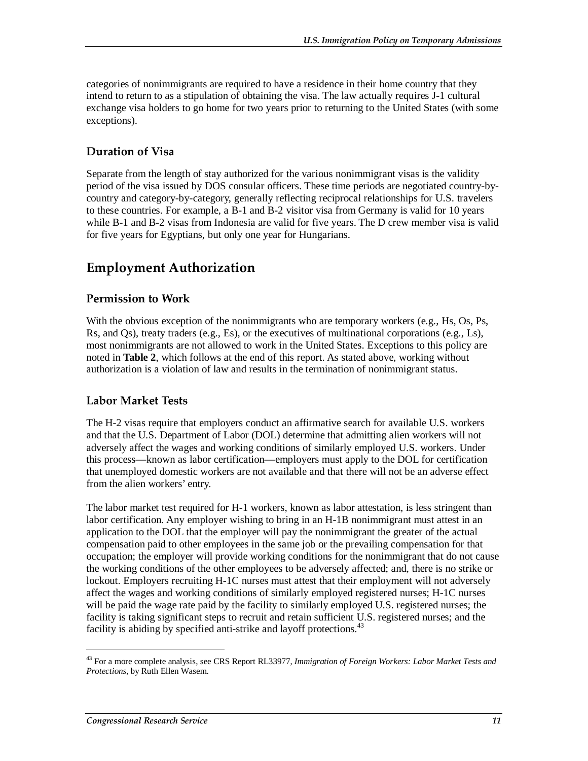categories of nonimmigrants are required to have a residence in their home country that they intend to return to as a stipulation of obtaining the visa. The law actually requires J-1 cultural exchange visa holders to go home for two years prior to returning to the United States (with some exceptions).

### Duration of Visa

Separate from the length of stay authorized for the various nonimmigrant visas is the validity period of the visa issued by DOS consular officers. These time periods are negotiated country-by-country and category-by-category, generally reflecting reciprocal relationships for U.S. travelers to these countries. For example, a B-1 and B-2 visitor visa from Germany is valid for 10 years while B-1 and B-2 visas from Indonesia are valid for five years. The D crew member visa is valid for five years for Egyptians, but only one year for Hungarians.

## Employment Authorization

### Permission to Work

With the obvious exception of the nonimmigrants who are temporary workers (e.g., Hs, Os, Ps, Rs, and Qs), treaty traders (e.g., Es), or the executives of multinational corporations (e.g., Ls), most nonimmigrants are not allowed to work in the United States. Exceptions to this policy are noted in **Table 2**, which follows at the end of this report. As stated above, working without authorization is a violation of law and results in the termination of nonimmigrant status.

### Labor Market Tests

The H-2 visas require that employers conduct an affirmative search for available U.S. workers and that the U.S. Department of Labor (DOL) determine that admitting alien workers will not adversely affect the wages and working conditions of similarly employed U.S. workers. Under this process—known as labor certification—employers must apply to the DOL for certification that unemployed domestic workers are not available and that there will not be an adverse effect from the alien workers' entry.

The labor market test required for H-1 workers, known as labor attestation, is less stringent than labor certification. Any employer wishing to bring in an H-1B nonimmigrant must attest in an application to the DOL that the employer will pay the nonimmigrant the greater of the actual compensation paid to other employees in the same job or the prevailing compensation for that occupation; the employer will provide working conditions for the nonimmigrant that do not cause the working conditions of the other employees to be adversely affected; and, there is no strike or lockout. Employers recruiting H-1C nurses must attest that their employment will not adversely affect the wages and working conditions of similarly employed registered nurses; H-1C nurses will be paid the wage rate paid by the facility to similarly employed U.S. registered nurses; the facility is taking significant steps to recruit and retain sufficient U.S. registered nurses; and the facility is abiding by specified anti-strike and layoff protections.[43]

[43] For a more complete analysis, see CRS Report RL33977, *Immigration of Foreign Workers: Labor Market Tests and Protections*, by Ruth Ellen Wasem.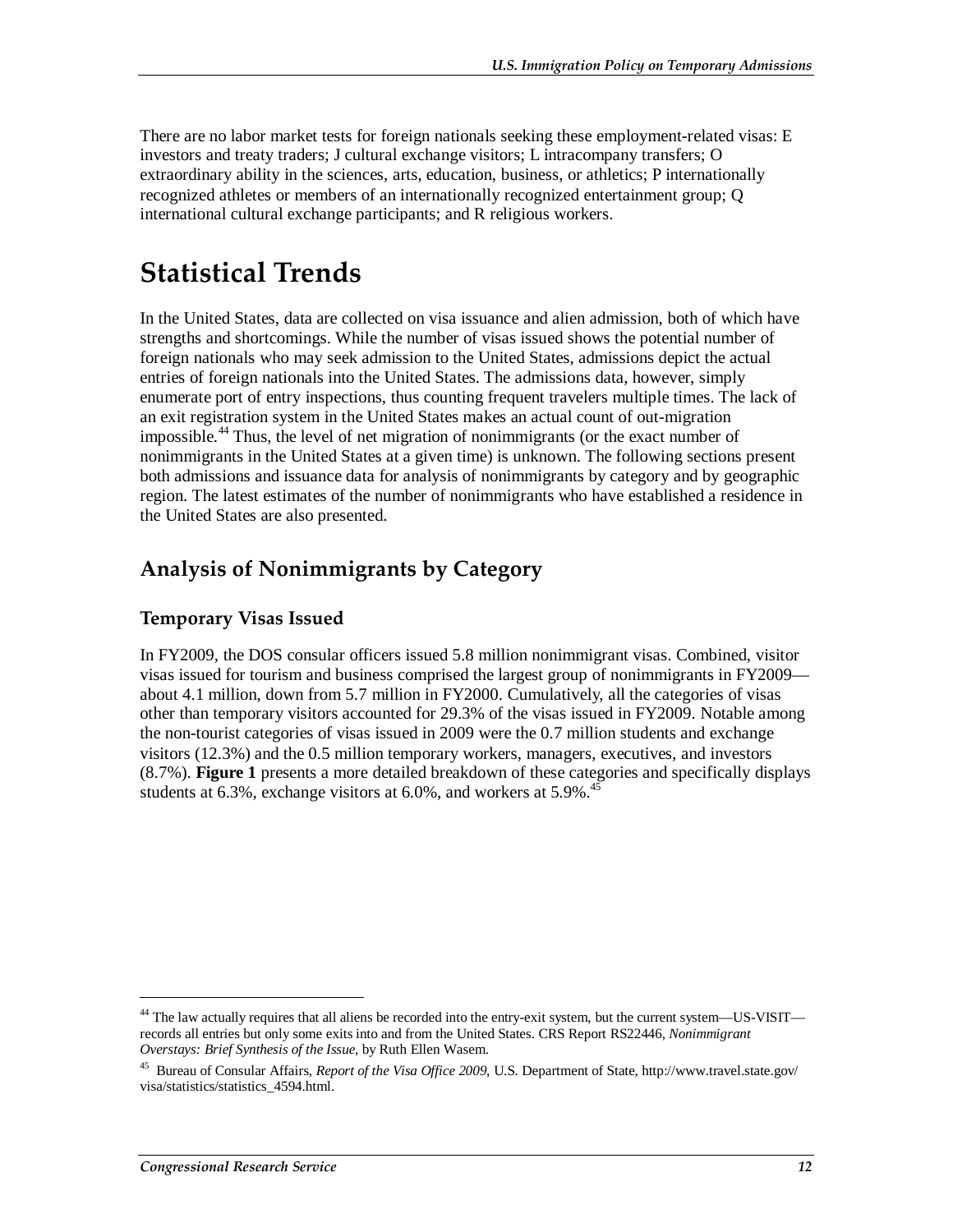There are no labor market tests for foreign nationals seeking these employment-related visas: E investors and treaty traders; J cultural exchange visitors; L intracompany transfers; O extraordinary ability in the sciences, arts, education, business, or athletics; P internationally recognized athletes or members of an internationally recognized entertainment group; Q international cultural exchange participants; and R religious workers.

# Statistical Trends

In the United States, data are collected on visa issuance and alien admission, both of which have strengths and shortcomings. While the number of visas issued shows the potential number of foreign nationals who may seek admission to the United States, admissions depict the actual entries of foreign nationals into the United States. The admissions data, however, simply enumerate port of entry inspections, thus counting frequent travelers multiple times. The lack of an exit registration system in the United States makes an actual count of out-migration impossible.[44] Thus, the level of net migration of nonimmigrants (or the exact number of nonimmigrants in the United States at a given time) is unknown. The following sections present both admissions and issuance data for analysis of nonimmigrants by category and by geographic region. The latest estimates of the number of nonimmigrants who have established a residence in the United States are also presented.

## Analysis of Nonimmigrants by Category

### Temporary Visas Issued

In FY2009, the DOS consular officers issued 5.8 million nonimmigrant visas. Combined, visitor visas issued for tourism and business comprised the largest group of nonimmigrants in FY2009—about 4.1 million, down from 5.7 million in FY2000. Cumulatively, all the categories of visas other than temporary visitors accounted for 29.3% of the visas issued in FY2009. Notable among the non-tourist categories of visas issued in 2009 were the 0.7 million students and exchange visitors (12.3%) and the 0.5 million temporary workers, managers, executives, and investors (8.7%). **Figure 1** presents a more detailed breakdown of these categories and specifically displays students at 6.3%, exchange visitors at 6.0%, and workers at 5.9%.[45]

---

[44] The law actually requires that all aliens be recorded into the entry-exit system, but the current system—US-VISIT—records all entries but only some exits into and from the United States. CRS Report RS22446, *Nonimmigrant Overstays: Brief Synthesis of the Issue*, by Ruth Ellen Wasem.

[45] Bureau of Consular Affairs, *Report of the Visa Office 2009*, U.S. Department of State, http://www.travel.state.gov/visa/statistics/statistics_4594.html.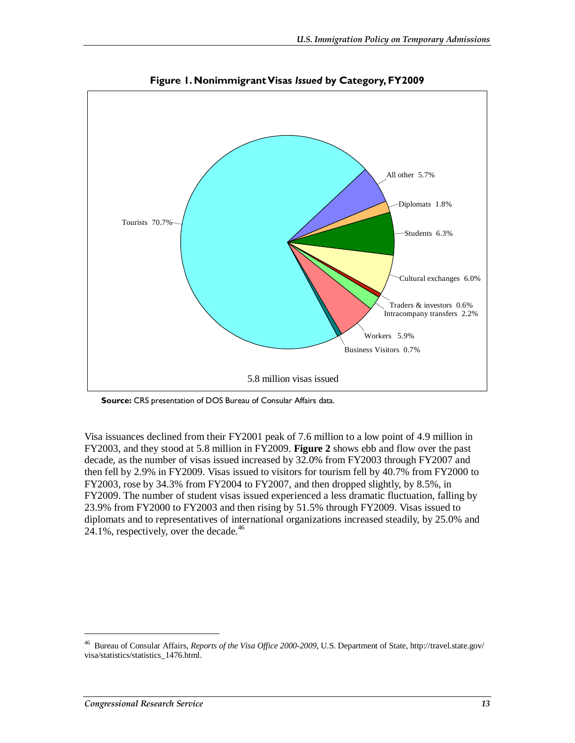**Figure 1. Nonimmigrant Visas *Issued* by Category, FY2009**

Tourists 70.7%
All other 5.7%
Diplomats 1.8%
Students 6.3%
Cultural exchanges 6.0%
Traders & investors 0.6%
Intracompany transfers 2.2%
Workers 5.9%
Business Visitors 0.7%

5.8 million visas issued

**Source:** CRS presentation of DOS Bureau of Consular Affairs data.

Visa issuances declined from their FY2001 peak of 7.6 million to a low point of 4.9 million in FY2003, and they stood at 5.8 million in FY2009. **Figure 2** shows ebb and flow over the past decade, as the number of visas issued increased by 32.0% from FY2003 through FY2007 and then fell by 2.9% in FY2009. Visas issued to visitors for tourism fell by 40.7% from FY2000 to FY2003, rose by 34.3% from FY2004 to FY2007, and then dropped slightly, by 8.5%, in FY2009. The number of student visas issued experienced a less dramatic fluctuation, falling by 23.9% from FY2000 to FY2003 and then rising by 51.5% through FY2009. Visas issued to diplomats and to representatives of international organizations increased steadily, by 25.0% and 24.1%, respectively, over the decade.[46]

[46] Bureau of Consular Affairs, *Reports of the Visa Office 2000-2009*, U.S. Department of State, http://travel.state.gov/visa/statistics/statistics_1476.html.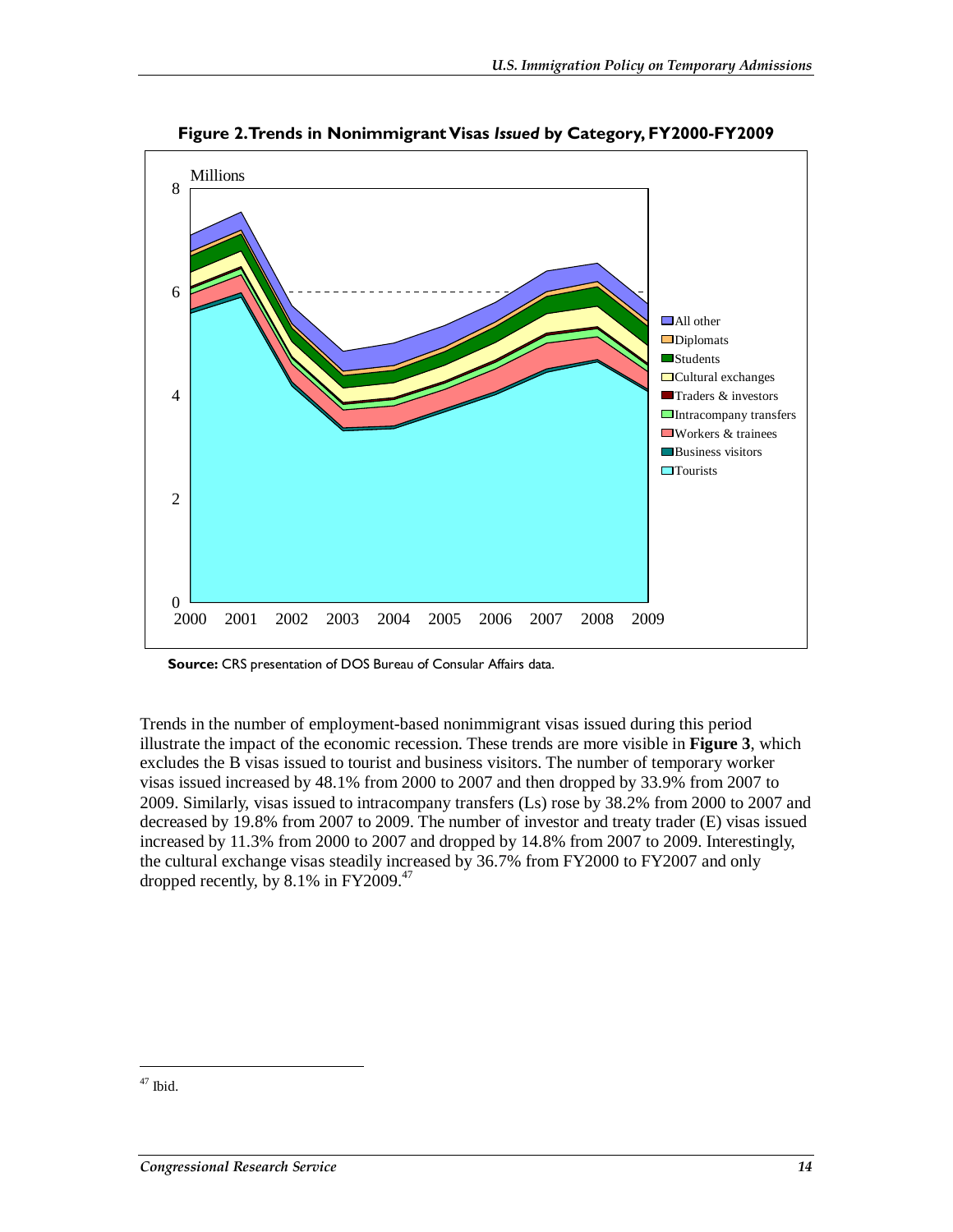**Figure 2. Trends in Nonimmigrant Visas *Issued* by Category, FY2000-FY2009**

Millions

8
6
4
2
0

2000 2001 2002 2003 2004 2005 2006 2007 2008 2009

All other
Diplomats
Students
Cultural exchanges
Traders & investors
Intracompany transfers
Workers & trainees
Business visitors
Tourists

**Source:** CRS presentation of DOS Bureau of Consular Affairs data.

Trends in the number of employment-based nonimmigrant visas issued during this period illustrate the impact of the economic recession. These trends are more visible in **Figure 3**, which excludes the B visas issued to tourist and business visitors. The number of temporary worker visas issued increased by 48.1% from 2000 to 2007 and then dropped by 33.9% from 2007 to 2009. Similarly, visas issued to intracompany transfers (Ls) rose by 38.2% from 2000 to 2007 and decreased by 19.8% from 2007 to 2009. The number of investor and treaty trader (E) visas issued increased by 11.3% from 2000 to 2007 and dropped by 14.8% from 2007 to 2009. Interestingly, the cultural exchange visas steadily increased by 36.7% from FY2000 to FY2007 and only dropped recently, by 8.1% in FY2009.[47]

[47] Ibid.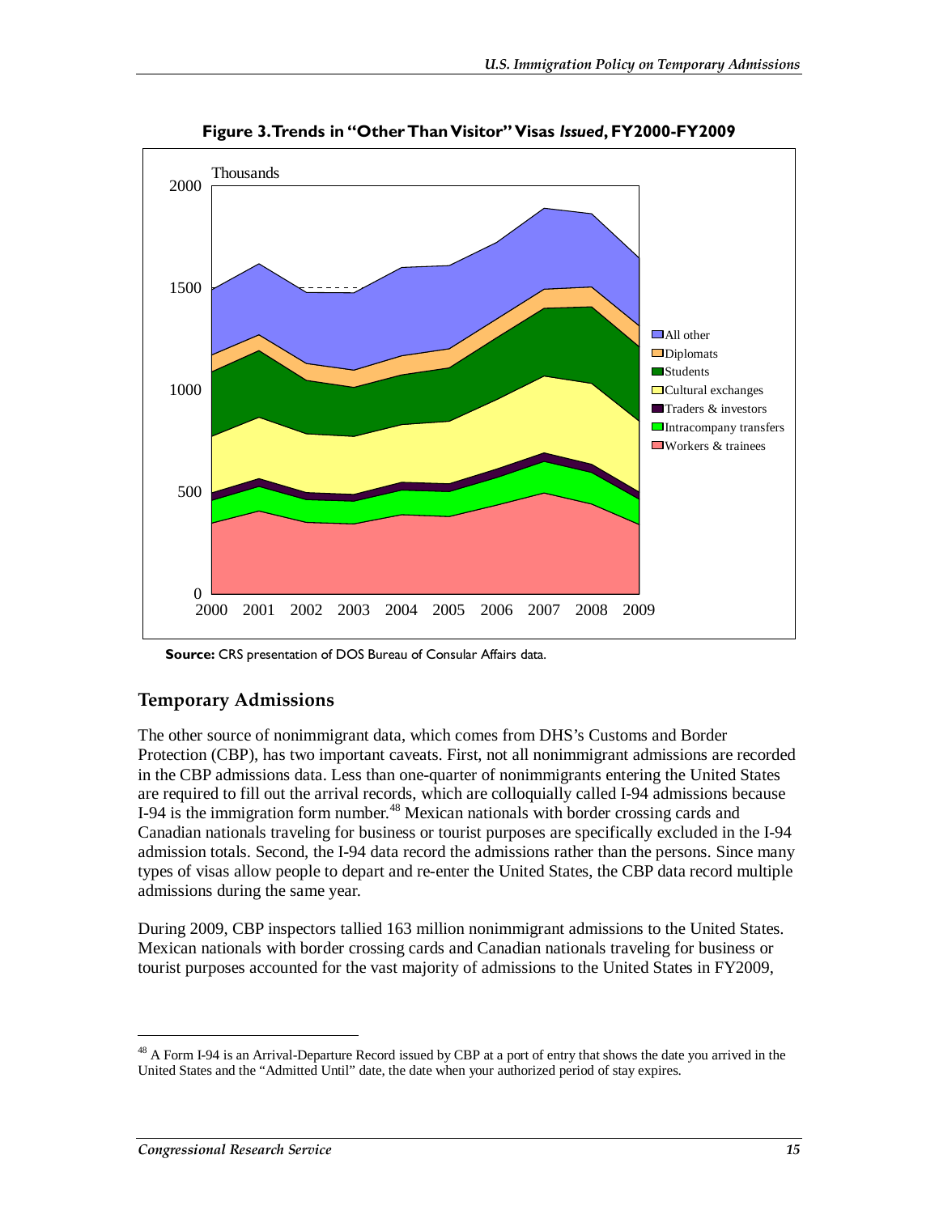**Figure 3. Trends in "Other Than Visitor" Visas *Issued*, FY2000-FY2009**

Thousands

2000
1500
1000
500
0

2000 2001 2002 2003 2004 2005 2006 2007 2008 2009

All other
Diplomats
Students
Cultural exchanges
Traders & investors
Intracompany transfers
Workers & trainees

**Source:** CRS presentation of DOS Bureau of Consular Affairs data.

## Temporary Admissions

The other source of nonimmigrant data, which comes from DHS's Customs and Border Protection (CBP), has two important caveats. First, not all nonimmigrant admissions are recorded in the CBP admissions data. Less than one-quarter of nonimmigrants entering the United States are required to fill out the arrival records, which are colloquially called I-94 admissions because I-94 is the immigration form number.[48] Mexican nationals with border crossing cards and Canadian nationals traveling for business or tourist purposes are specifically excluded in the I-94 admission totals. Second, the I-94 data record the admissions rather than the persons. Since many types of visas allow people to depart and re-enter the United States, the CBP data record multiple admissions during the same year.

During 2009, CBP inspectors tallied 163 million nonimmigrant admissions to the United States. Mexican nationals with border crossing cards and Canadian nationals traveling for business or tourist purposes accounted for the vast majority of admissions to the United States in FY2009,

---

[48] A Form I-94 is an Arrival-Departure Record issued by CBP at a port of entry that shows the date you arrived in the United States and the "Admitted Until" date, the date when your authorized period of stay expires.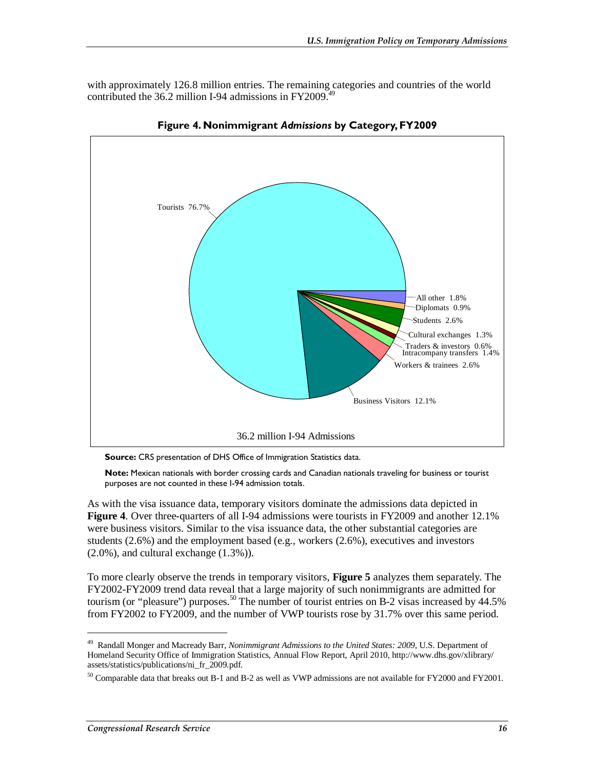with approximately 126.8 million entries. The remaining categories and countries of the world contributed the 36.2 million I-94 admissions in FY2009.[49]

**Figure 4. Nonimmigrant *Admissions* by Category, FY2009**

Tourists 76.7%
All other 1.8%
Diplomats 0.9%
Students 2.6%
Cultural exchanges 1.3%
Traders & investors 0.6%
Intracompany transfers 1.4%
Workers & trainees 2.6%
Business Visitors 12.1%

36.2 million I-94 Admissions

**Source:** CRS presentation of DHS Office of Immigration Statistics data.

**Note:** Mexican nationals with border crossing cards and Canadian nationals traveling for business or tourist purposes are not counted in these I-94 admission totals.

As with the visa issuance data, temporary visitors dominate the admissions data depicted in **Figure 4**. Over three-quarters of all I-94 admissions were tourists in FY2009 and another 12.1% were business visitors. Similar to the visa issuance data, the other substantial categories are students (2.6%) and the employment based (e.g., workers (2.6%), executives and investors (2.0%), and cultural exchange (1.3%)).

To more clearly observe the trends in temporary visitors, **Figure 5** analyzes them separately. The FY2002-FY2009 trend data reveal that a large majority of such nonimmigrants are admitted for tourism (or "pleasure") purposes.[50] The number of tourist entries on B-2 visas increased by 44.5% from FY2002 to FY2009, and the number of VWP tourists rose by 31.7% over this same period.

[49] Randall Monger and Macready Barr, *Nonimmigrant Admissions to the United States: 2009*, U.S. Department of Homeland Security Office of Immigration Statistics, Annual Flow Report, April 2010, http://www.dhs.gov/xlibrary/assets/statistics/publications/ni_fr_2009.pdf.

[50] Comparable data that breaks out B-1 and B-2 as well as VWP admissions are not available for FY2000 and FY2001.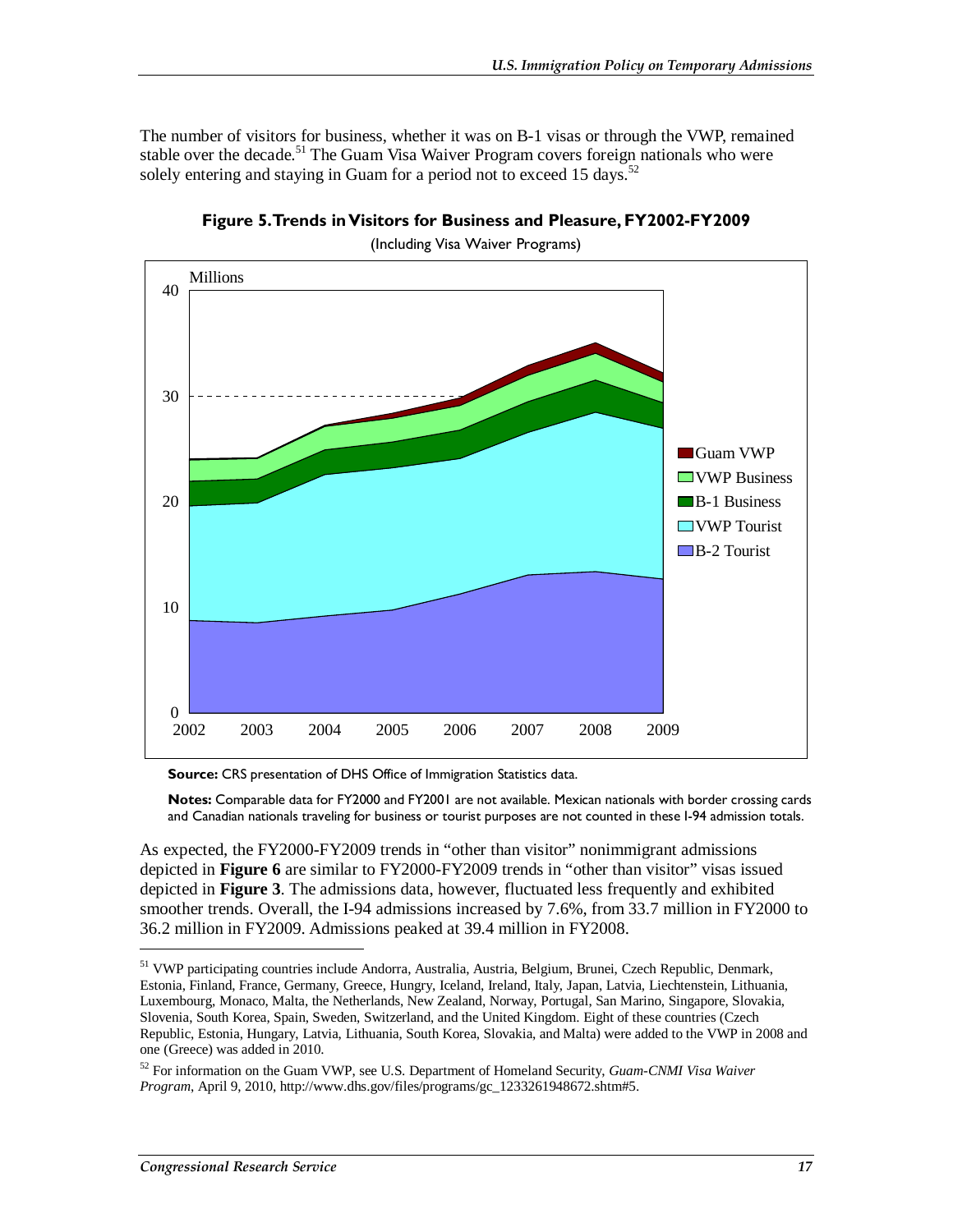The number of visitors for business, whether it was on B-1 visas or through the VWP, remained stable over the decade.[51] The Guam Visa Waiver Program covers foreign nationals who were solely entering and staying in Guam for a period not to exceed 15 days.[52]

**Figure 5. Trends in Visitors for Business and Pleasure, FY2002-FY2009**

(Including Visa Waiver Programs)

Millions

40
30
20
10
0

2002 2003 2004 2005 2006 2007 2008 2009

Guam VWP
VWP Business
B-1 Business
VWP Tourist
B-2 Tourist

**Source:** CRS presentation of DHS Office of Immigration Statistics data.

**Notes:** Comparable data for FY2000 and FY2001 are not available. Mexican nationals with border crossing cards and Canadian nationals traveling for business or tourist purposes are not counted in these I-94 admission totals.

As expected, the FY2000-FY2009 trends in "other than visitor" nonimmigrant admissions depicted in **Figure 6** are similar to FY2000-FY2009 trends in "other than visitor" visas issued depicted in **Figure 3**. The admissions data, however, fluctuated less frequently and exhibited smoother trends. Overall, the I-94 admissions increased by 7.6%, from 33.7 million in FY2000 to 36.2 million in FY2009. Admissions peaked at 39.4 million in FY2008.

[51] VWP participating countries include Andorra, Australia, Austria, Belgium, Brunei, Czech Republic, Denmark, Estonia, Finland, France, Germany, Greece, Hungry, Iceland, Ireland, Italy, Japan, Latvia, Liechtenstein, Lithuania, Luxembourg, Monaco, Malta, the Netherlands, New Zealand, Norway, Portugal, San Marino, Singapore, Slovakia, Slovenia, South Korea, Spain, Sweden, Switzerland, and the United Kingdom. Eight of these countries (Czech Republic, Estonia, Hungary, Latvia, Lithuania, South Korea, Slovakia, and Malta) were added to the VWP in 2008 and one (Greece) was added in 2010.

[52] For information on the Guam VWP, see U.S. Department of Homeland Security, *Guam-CNMI Visa Waiver Program*, April 9, 2010, http://www.dhs.gov/files/programs/gc_1233261948672.shtm#5.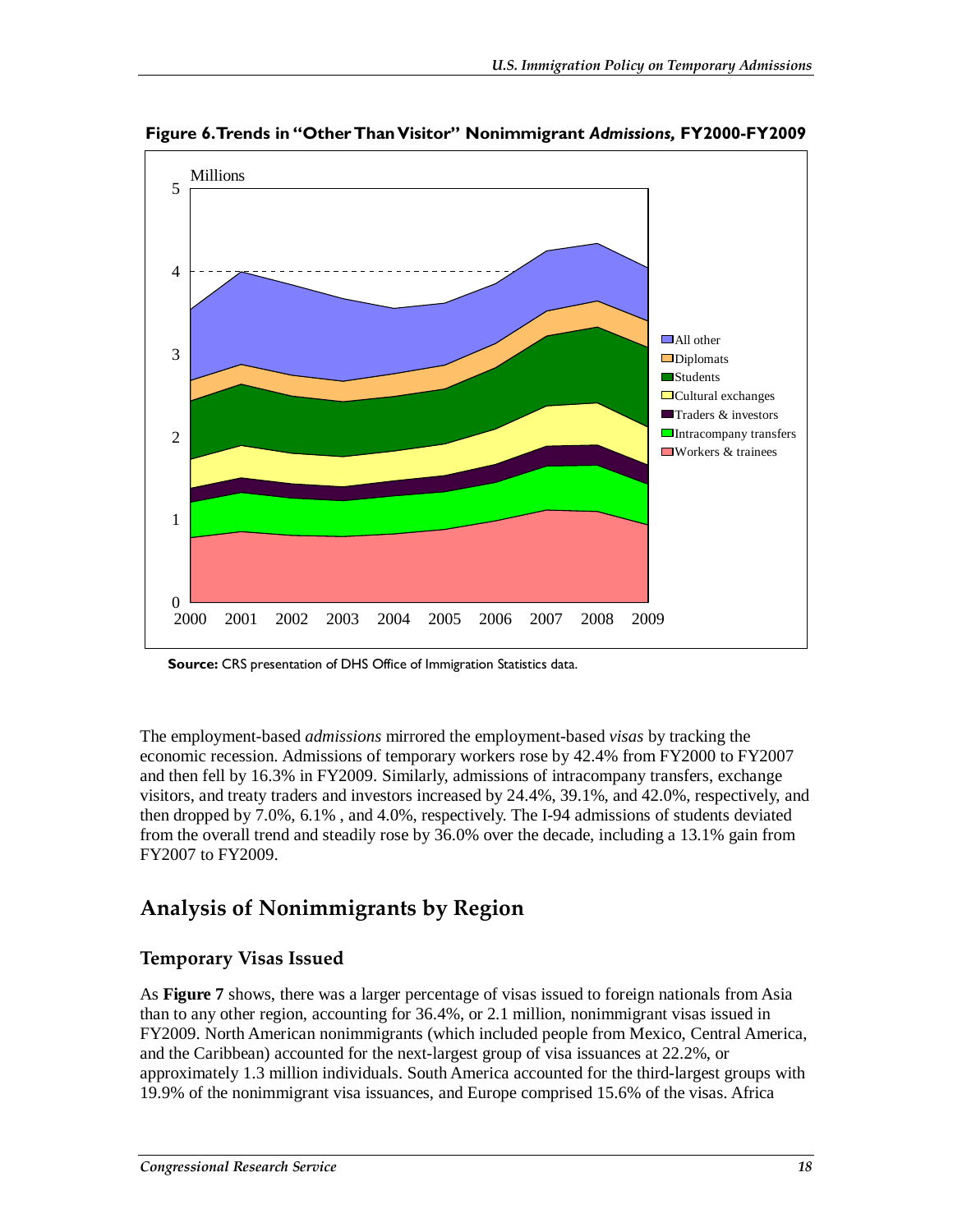**Figure 6. Trends in "Other Than Visitor" Nonimmigrant *Admissions,* FY2000-FY2009**

Millions

5
4
3
2
1
0

2000 2001 2002 2003 2004 2005 2006 2007 2008 2009

All other
Diplomats
Students
Cultural exchanges
Traders & investors
Intracompany transfers
Workers & trainees

**Source:** CRS presentation of DHS Office of Immigration Statistics data.

The employment-based *admissions* mirrored the employment-based *visas* by tracking the economic recession. Admissions of temporary workers rose by 42.4% from FY2000 to FY2007 and then fell by 16.3% in FY2009. Similarly, admissions of intracompany transfers, exchange visitors, and treaty traders and investors increased by 24.4%, 39.1%, and 42.0%, respectively, and then dropped by 7.0%, 6.1% , and 4.0%, respectively. The I-94 admissions of students deviated from the overall trend and steadily rose by 36.0% over the decade, including a 13.1% gain from FY2007 to FY2009.

## Analysis of Nonimmigrants by Region

### Temporary Visas Issued

As **Figure 7** shows, there was a larger percentage of visas issued to foreign nationals from Asia than to any other region, accounting for 36.4%, or 2.1 million, nonimmigrant visas issued in FY2009. North American nonimmigrants (which included people from Mexico, Central America, and the Caribbean) accounted for the next-largest group of visa issuances at 22.2%, or approximately 1.3 million individuals. South America accounted for the third-largest groups with 19.9% of the nonimmigrant visa issuances, and Europe comprised 15.6% of the visas. Africa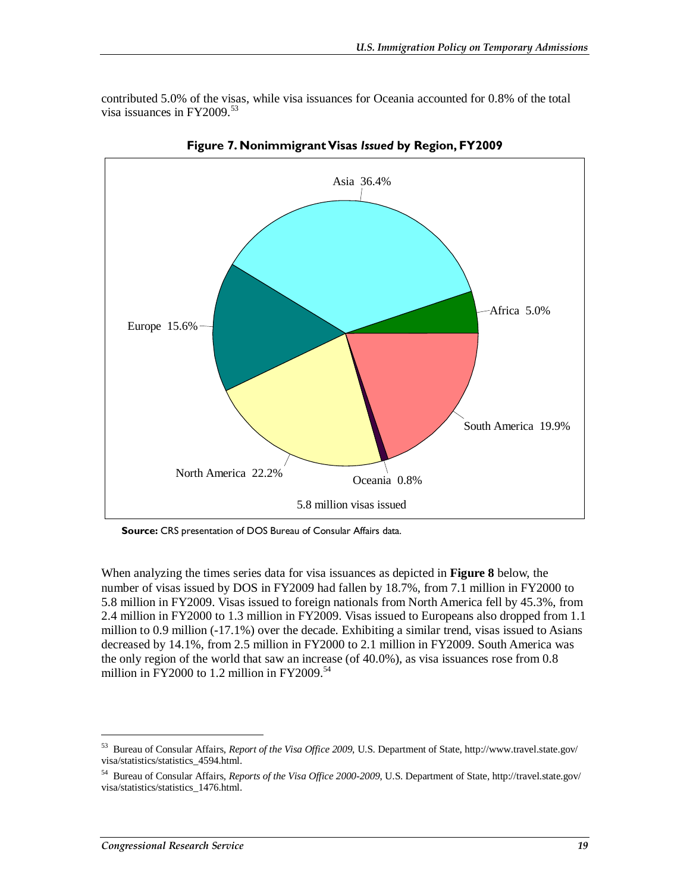contributed 5.0% of the visas, while visa issuances for Oceania accounted for 0.8% of the total visa issuances in FY2009.[53]

**Figure 7. Nonimmigrant Visas *Issued* by Region, FY2009**

Asia 36.4%

Africa 5.0%

Europe 15.6%

South America 19.9%

North America 22.2%

Oceania 0.8%

5.8 million visas issued

**Source:** CRS presentation of DOS Bureau of Consular Affairs data.

When analyzing the times series data for visa issuances as depicted in **Figure 8** below, the number of visas issued by DOS in FY2009 had fallen by 18.7%, from 7.1 million in FY2000 to 5.8 million in FY2009. Visas issued to foreign nationals from North America fell by 45.3%, from 2.4 million in FY2000 to 1.3 million in FY2009. Visas issued to Europeans also dropped from 1.1 million to 0.9 million (-17.1%) over the decade. Exhibiting a similar trend, visas issued to Asians decreased by 14.1%, from 2.5 million in FY2000 to 2.1 million in FY2009. South America was the only region of the world that saw an increase (of 40.0%), as visa issuances rose from 0.8 million in FY2000 to 1.2 million in FY2009.[54]

---

[53] Bureau of Consular Affairs, *Report of the Visa Office 2009*, U.S. Department of State, http://www.travel.state.gov/visa/statistics/statistics_4594.html.

[54] Bureau of Consular Affairs, *Reports of the Visa Office 2000-2009*, U.S. Department of State, http://travel.state.gov/visa/statistics/statistics_1476.html.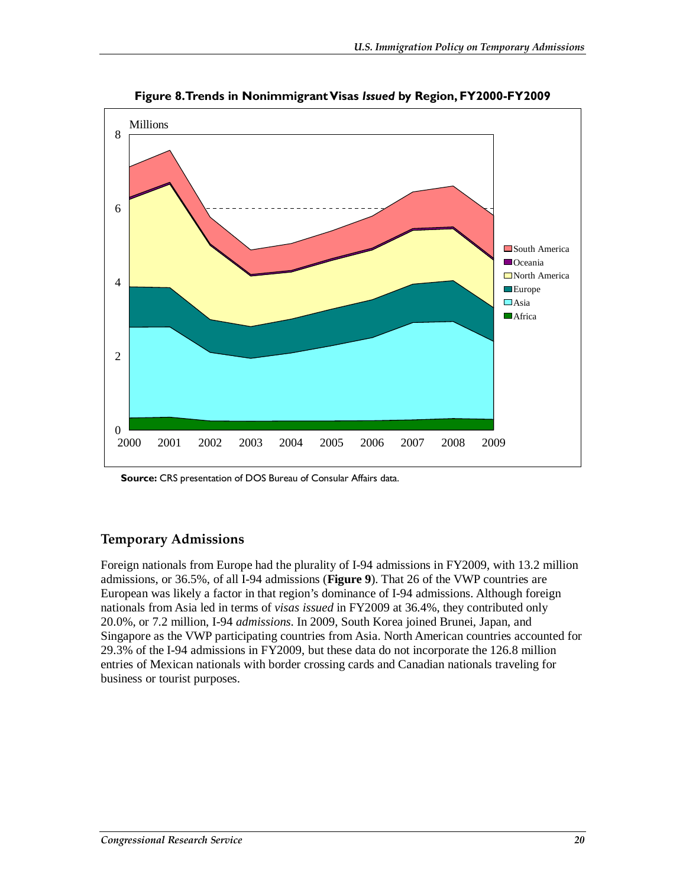**Figure 8. Trends in Nonimmigrant Visas *Issued* by Region, FY2000-FY2009**

Millions

8
6
4
2
0

2000 2001 2002 2003 2004 2005 2006 2007 2008 2009

South America
Oceania
North America
Europe
Asia
Africa

**Source:** CRS presentation of DOS Bureau of Consular Affairs data.

## Temporary Admissions

Foreign nationals from Europe had the plurality of I-94 admissions in FY2009, with 13.2 million admissions, or 36.5%, of all I-94 admissions (**Figure 9**). That 26 of the VWP countries are European was likely a factor in that region's dominance of I-94 admissions. Although foreign nationals from Asia led in terms of *visas issued* in FY2009 at 36.4%, they contributed only 20.0%, or 7.2 million, I-94 *admissions*. In 2009, South Korea joined Brunei, Japan, and Singapore as the VWP participating countries from Asia. North American countries accounted for 29.3% of the I-94 admissions in FY2009, but these data do not incorporate the 126.8 million entries of Mexican nationals with border crossing cards and Canadian nationals traveling for business or tourist purposes.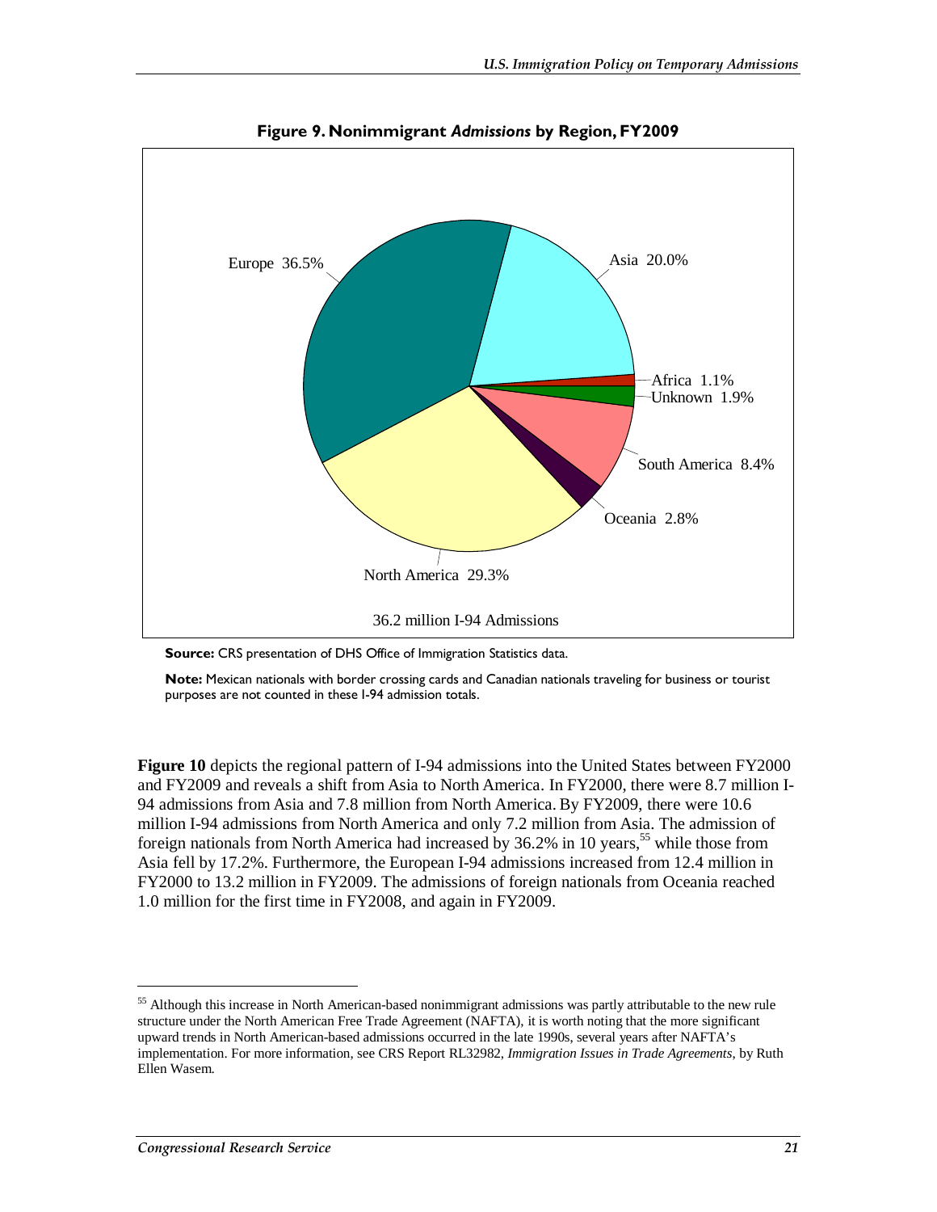**Figure 9. Nonimmigrant *Admissions* by Region, FY2009**

Europe 36.5%

Asia 20.0%

Africa 1.1%

Unknown 1.9%

South America 8.4%

Oceania 2.8%

North America 29.3%

36.2 million I-94 Admissions

**Source:** CRS presentation of DHS Office of Immigration Statistics data.

**Note:** Mexican nationals with border crossing cards and Canadian nationals traveling for business or tourist purposes are not counted in these I-94 admission totals.

**Figure 10** depicts the regional pattern of I-94 admissions into the United States between FY2000 and FY2009 and reveals a shift from Asia to North America. In FY2000, there were 8.7 million I-94 admissions from Asia and 7.8 million from North America. By FY2009, there were 10.6 million I-94 admissions from North America and only 7.2 million from Asia. The admission of foreign nationals from North America had increased by 36.2% in 10 years,[55] while those from Asia fell by 17.2%. Furthermore, the European I-94 admissions increased from 12.4 million in FY2000 to 13.2 million in FY2009. The admissions of foreign nationals from Oceania reached 1.0 million for the first time in FY2008, and again in FY2009.

---

[55] Although this increase in North American-based nonimmigrant admissions was partly attributable to the new rule structure under the North American Free Trade Agreement (NAFTA), it is worth noting that the more significant upward trends in North American-based admissions occurred in the late 1990s, several years after NAFTA's implementation. For more information, see CRS Report RL32982, *Immigration Issues in Trade Agreements*, by Ruth Ellen Wasem.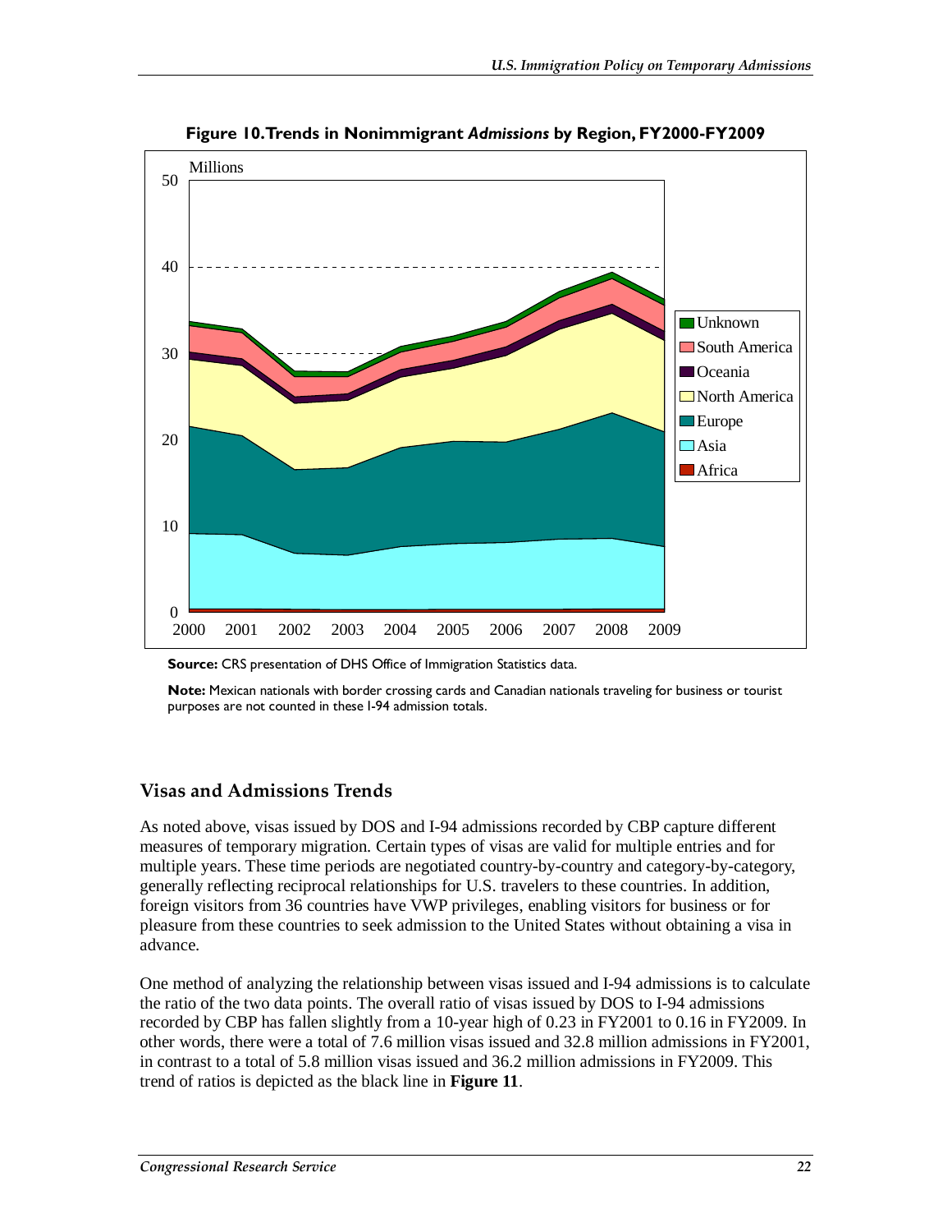**Figure 10. Trends in Nonimmigrant *Admissions* by Region, FY2000-FY2009**

Millions

50
40
30
20
10
0

2000 2001 2002 2003 2004 2005 2006 2007 2008 2009

Unknown
South America
Oceania
North America
Europe
Asia
Africa

**Source:** CRS presentation of DHS Office of Immigration Statistics data.

**Note:** Mexican nationals with border crossing cards and Canadian nationals traveling for business or tourist purposes are not counted in these I-94 admission totals.

## Visas and Admissions Trends

As noted above, visas issued by DOS and I-94 admissions recorded by CBP capture different measures of temporary migration. Certain types of visas are valid for multiple entries and for multiple years. These time periods are negotiated country-by-country and category-by-category, generally reflecting reciprocal relationships for U.S. travelers to these countries. In addition, foreign visitors from 36 countries have VWP privileges, enabling visitors for business or for pleasure from these countries to seek admission to the United States without obtaining a visa in advance.

One method of analyzing the relationship between visas issued and I-94 admissions is to calculate the ratio of the two data points. The overall ratio of visas issued by DOS to I-94 admissions recorded by CBP has fallen slightly from a 10-year high of 0.23 in FY2001 to 0.16 in FY2009. In other words, there were a total of 7.6 million visas issued and 32.8 million admissions in FY2001, in contrast to a total of 5.8 million visas issued and 36.2 million admissions in FY2009. This trend of ratios is depicted as the black line in **Figure 11**.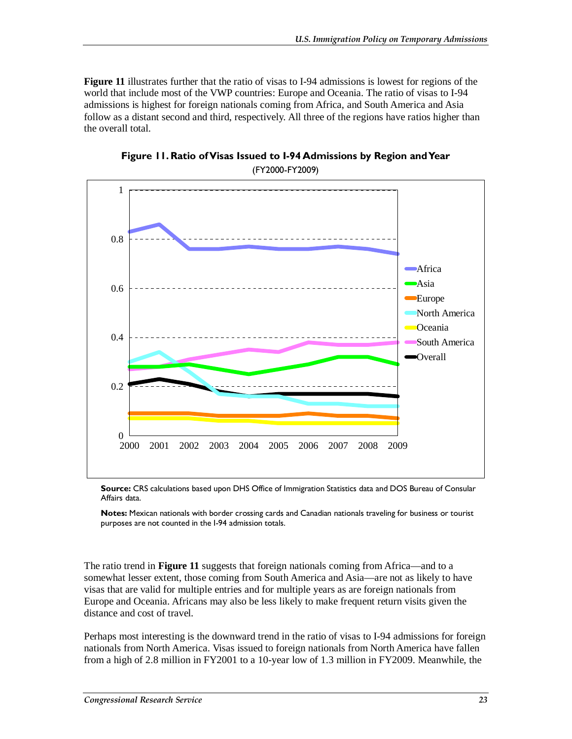**Figure 11** illustrates further that the ratio of visas to I-94 admissions is lowest for regions of the world that include most of the VWP countries: Europe and Oceania. The ratio of visas to I-94 admissions is highest for foreign nationals coming from Africa, and South America and Asia follow as a distant second and third, respectively. All three of the regions have ratios higher than the overall total.

**Figure 11. Ratio of Visas Issued to I-94 Admissions by Region and Year**

(FY2000-FY2009)

1
0.8
0.6
0.4
0.2
0

2000 2001 2002 2003 2004 2005 2006 2007 2008 2009

Africa
Asia
Europe
North America
Oceania
South America
Overall

**Source:** CRS calculations based upon DHS Office of Immigration Statistics data and DOS Bureau of Consular Affairs data.

**Notes:** Mexican nationals with border crossing cards and Canadian nationals traveling for business or tourist purposes are not counted in the I-94 admission totals.

The ratio trend in **Figure 11** suggests that foreign nationals coming from Africa—and to a somewhat lesser extent, those coming from South America and Asia—are not as likely to have visas that are valid for multiple entries and for multiple years as are foreign nationals from Europe and Oceania. Africans may also be less likely to make frequent return visits given the distance and cost of travel.

Perhaps most interesting is the downward trend in the ratio of visas to I-94 admissions for foreign nationals from North America. Visas issued to foreign nationals from North America have fallen from a high of 2.8 million in FY2001 to a 10-year low of 1.3 million in FY2009. Meanwhile, the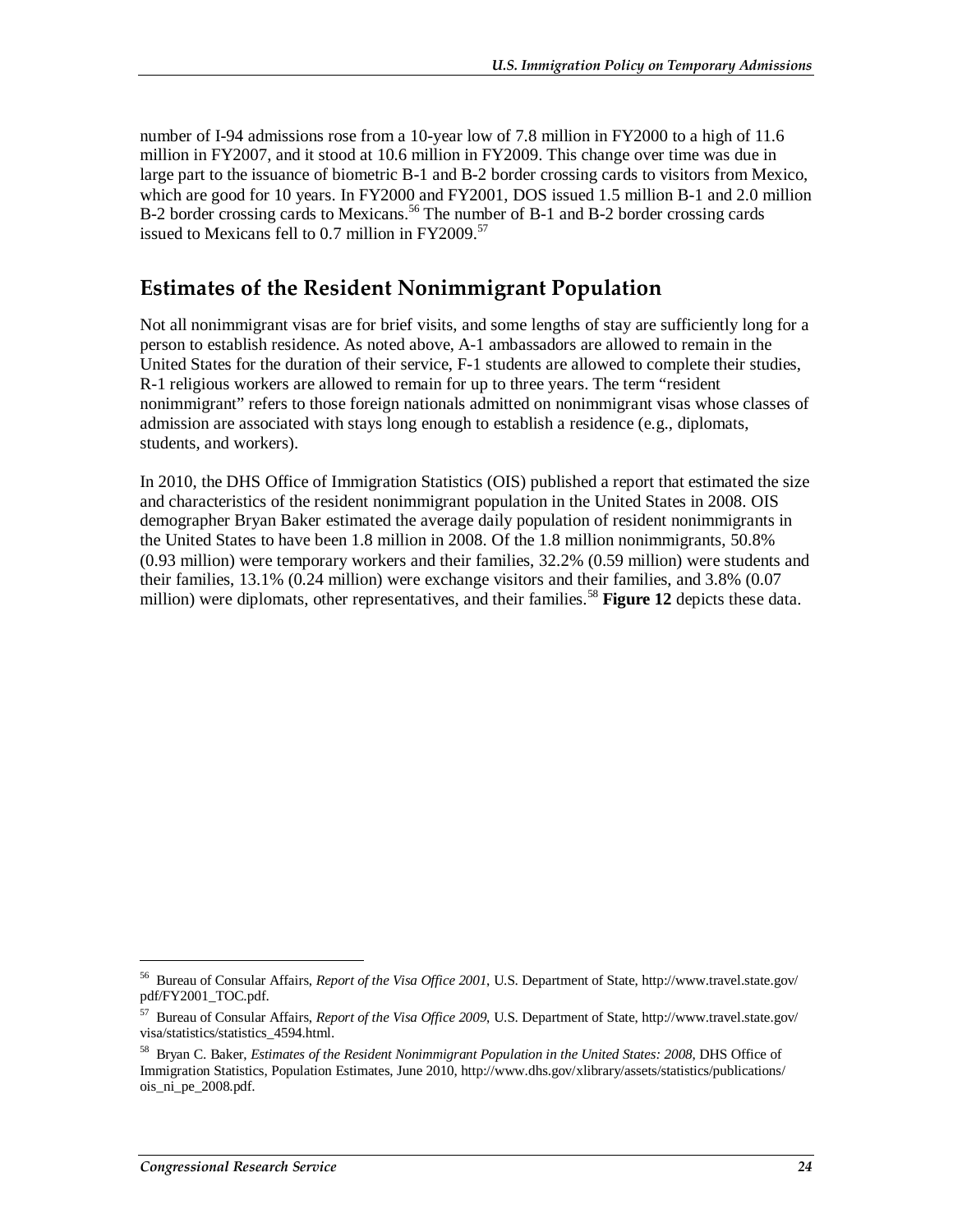number of I-94 admissions rose from a 10-year low of 7.8 million in FY2000 to a high of 11.6 million in FY2007, and it stood at 10.6 million in FY2009. This change over time was due in large part to the issuance of biometric B-1 and B-2 border crossing cards to visitors from Mexico, which are good for 10 years. In FY2000 and FY2001, DOS issued 1.5 million B-1 and 2.0 million B-2 border crossing cards to Mexicans.[56] The number of B-1 and B-2 border crossing cards issued to Mexicans fell to 0.7 million in FY2009.[57]

## Estimates of the Resident Nonimmigrant Population

Not all nonimmigrant visas are for brief visits, and some lengths of stay are sufficiently long for a person to establish residence. As noted above, A-1 ambassadors are allowed to remain in the United States for the duration of their service, F-1 students are allowed to complete their studies, R-1 religious workers are allowed to remain for up to three years. The term "resident nonimmigrant" refers to those foreign nationals admitted on nonimmigrant visas whose classes of admission are associated with stays long enough to establish a residence (e.g., diplomats, students, and workers).

In 2010, the DHS Office of Immigration Statistics (OIS) published a report that estimated the size and characteristics of the resident nonimmigrant population in the United States in 2008. OIS demographer Bryan Baker estimated the average daily population of resident nonimmigrants in the United States to have been 1.8 million in 2008. Of the 1.8 million nonimmigrants, 50.8% (0.93 million) were temporary workers and their families, 32.2% (0.59 million) were students and their families, 13.1% (0.24 million) were exchange visitors and their families, and 3.8% (0.07 million) were diplomats, other representatives, and their families.[58] **Figure 12** depicts these data.

---

[56] Bureau of Consular Affairs, *Report of the Visa Office 2001*, U.S. Department of State, http://www.travel.state.gov/pdf/FY2001_TOC.pdf.

[57] Bureau of Consular Affairs, *Report of the Visa Office 2009*, U.S. Department of State, http://www.travel.state.gov/visa/statistics/statistics_4594.html.

[58] Bryan C. Baker, *Estimates of the Resident Nonimmigrant Population in the United States: 2008*, DHS Office of Immigration Statistics, Population Estimates, June 2010, http://www.dhs.gov/xlibrary/assets/statistics/publications/ois_ni_pe_2008.pdf.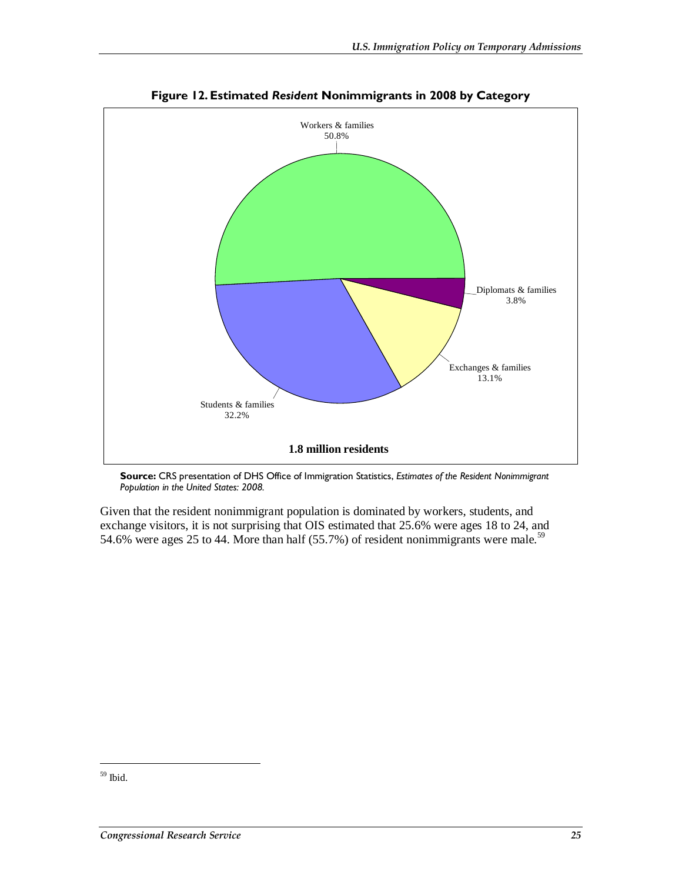**Figure 12. Estimated *Resident* Nonimmigrants in 2008 by Category**

Workers & families
50.8%

Diplomats & families
3.8%

Exchanges & families
13.1%

Students & families
32.2%

**1.8 million residents**

**Source:** CRS presentation of DHS Office of Immigration Statistics, *Estimates of the Resident Nonimmigrant Population in the United States: 2008.*

Given that the resident nonimmigrant population is dominated by workers, students, and exchange visitors, it is not surprising that OIS estimated that 25.6% were ages 18 to 24, and 54.6% were ages 25 to 44. More than half (55.7%) of resident nonimmigrants were male.[59]

[59] Ibid.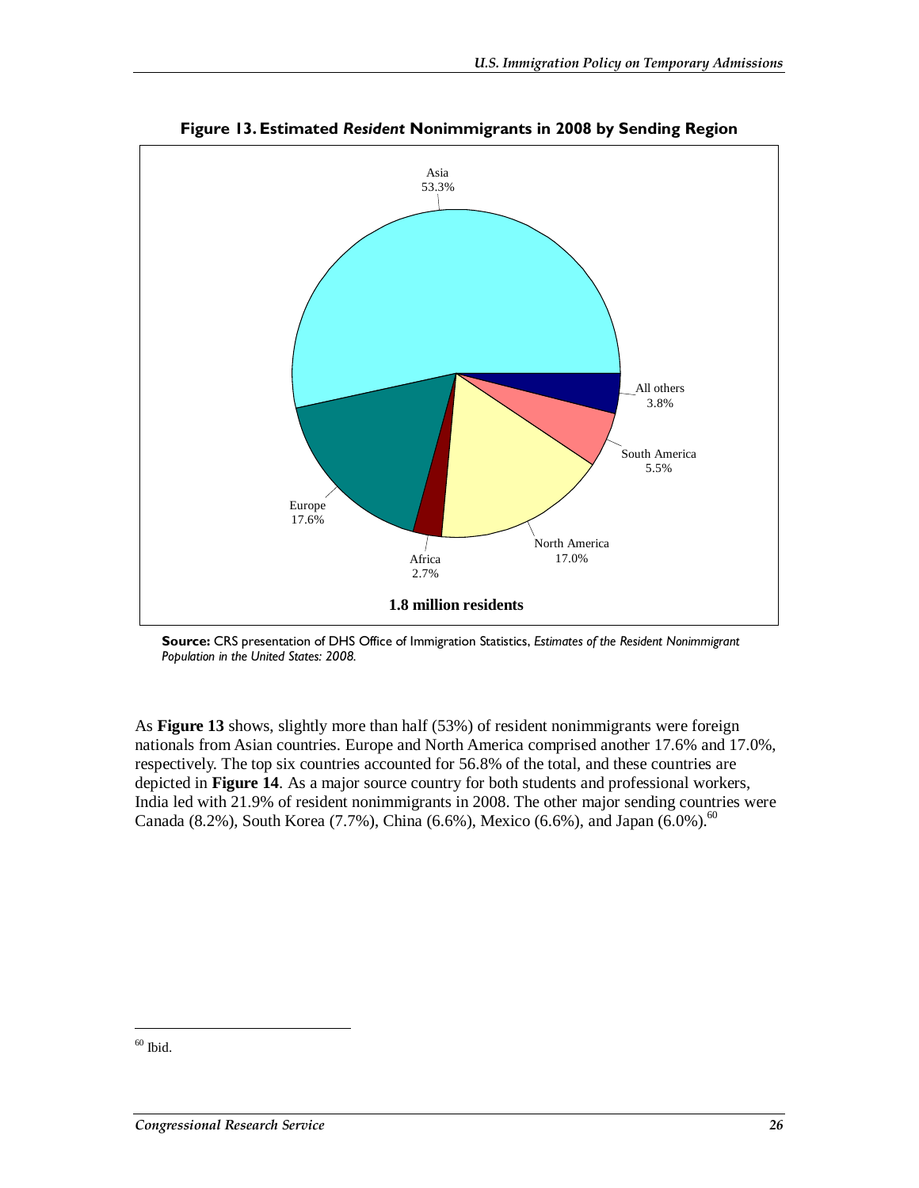**Figure 13. Estimated *Resident* Nonimmigrants in 2008 by Sending Region**

Asia
53.3%

All others
3.8%

South America
5.5%

North America
17.0%

Africa
2.7%

Europe
17.6%

**1.8 million residents**

**Source:** CRS presentation of DHS Office of Immigration Statistics, *Estimates of the Resident Nonimmigrant Population in the United States: 2008.*

As **Figure 13** shows, slightly more than half (53%) of resident nonimmigrants were foreign nationals from Asian countries. Europe and North America comprised another 17.6% and 17.0%, respectively. The top six countries accounted for 56.8% of the total, and these countries are depicted in **Figure 14**. As a major source country for both students and professional workers, India led with 21.9% of resident nonimmigrants in 2008. The other major sending countries were Canada (8.2%), South Korea (7.7%), China (6.6%), Mexico (6.6%), and Japan (6.0%).[60]

[60] Ibid.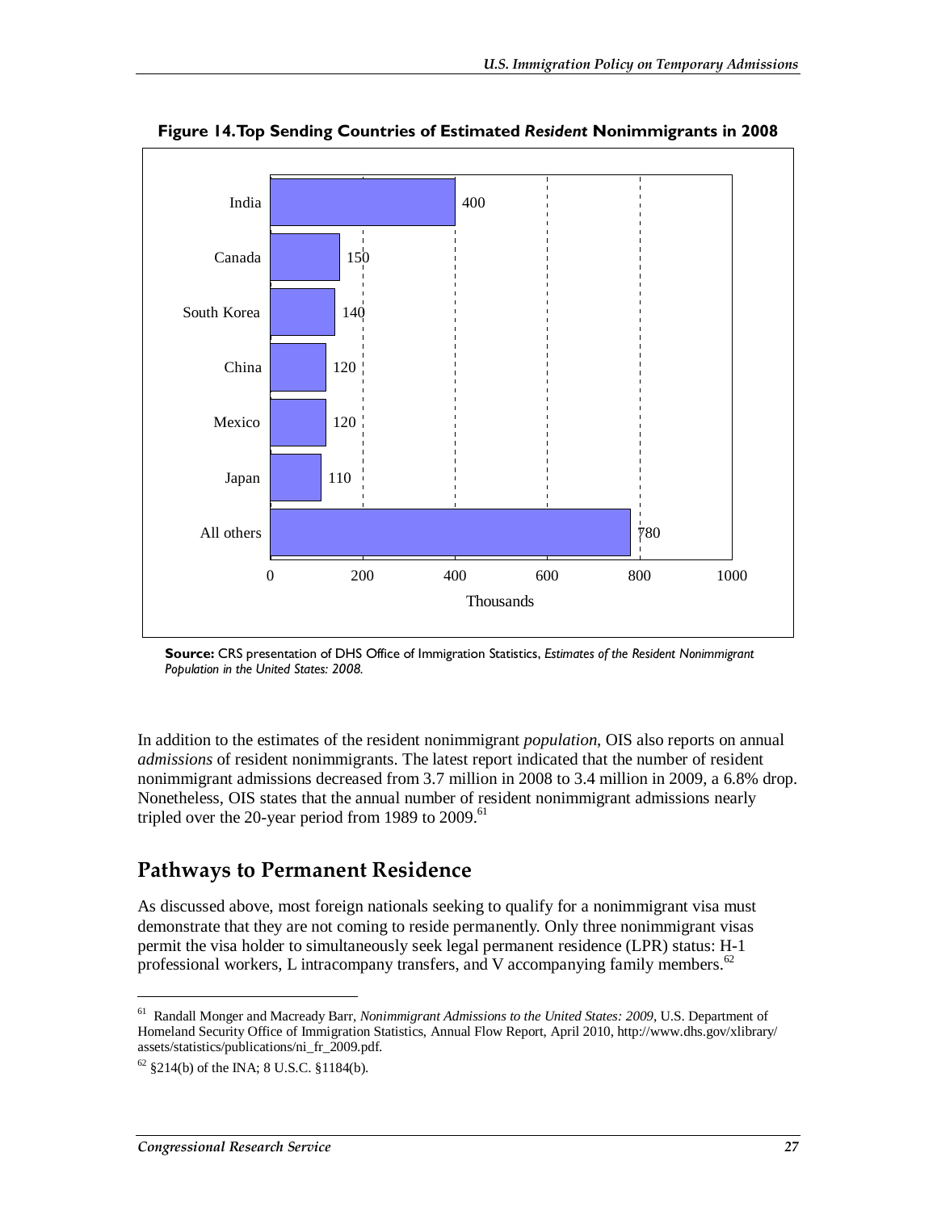**Figure 14. Top Sending Countries of Estimated *Resident* Nonimmigrants in 2008**

India 400
Canada 150
South Korea 140
China 120
Mexico 120
Japan 110
All others 780

0 200 400 600 800 1000
Thousands

**Source:** CRS presentation of DHS Office of Immigration Statistics, *Estimates of the Resident Nonimmigrant Population in the United States: 2008.*

In addition to the estimates of the resident nonimmigrant *population*, OIS also reports on annual *admissions* of resident nonimmigrants. The latest report indicated that the number of resident nonimmigrant admissions decreased from 3.7 million in 2008 to 3.4 million in 2009, a 6.8% drop. Nonetheless, OIS states that the annual number of resident nonimmigrant admissions nearly tripled over the 20-year period from 1989 to 2009.[61]

## Pathways to Permanent Residence

As discussed above, most foreign nationals seeking to qualify for a nonimmigrant visa must demonstrate that they are not coming to reside permanently. Only three nonimmigrant visas permit the visa holder to simultaneously seek legal permanent residence (LPR) status: H-1 professional workers, L intracompany transfers, and V accompanying family members.[62]

[61] Randall Monger and Macready Barr, *Nonimmigrant Admissions to the United States: 2009*, U.S. Department of Homeland Security Office of Immigration Statistics, Annual Flow Report, April 2010, http://www.dhs.gov/xlibrary/assets/statistics/publications/ni_fr_2009.pdf.

[62] §214(b) of the INA; 8 U.S.C. §1184(b).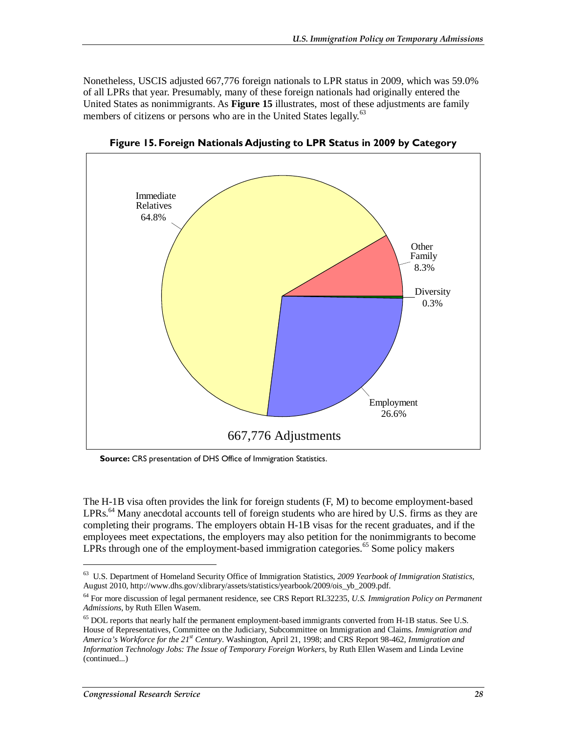Nonetheless, USCIS adjusted 667,776 foreign nationals to LPR status in 2009, which was 59.0% of all LPRs that year. Presumably, many of these foreign nationals had originally entered the United States as nonimmigrants. As **Figure 15** illustrates, most of these adjustments are family members of citizens or persons who are in the United States legally.[63]

**Figure 15. Foreign Nationals Adjusting to LPR Status in 2009 by Category**

Immediate Relatives 64.8%

Other Family 8.3%

Diversity 0.3%

Employment 26.6%

667,776 Adjustments

**Source:** CRS presentation of DHS Office of Immigration Statistics.

The H-1B visa often provides the link for foreign students (F, M) to become employment-based LPRs.[64] Many anecdotal accounts tell of foreign students who are hired by U.S. firms as they are completing their programs. The employers obtain H-1B visas for the recent graduates, and if the employees meet expectations, the employers may also petition for the nonimmigrants to become LPRs through one of the employment-based immigration categories.[65] Some policy makers

---

[63] U.S. Department of Homeland Security Office of Immigration Statistics, *2009 Yearbook of Immigration Statistics*, August 2010, http://www.dhs.gov/xlibrary/assets/statistics/yearbook/2009/ois_yb_2009.pdf.

[64] For more discussion of legal permanent residence, see CRS Report RL32235, *U.S. Immigration Policy on Permanent Admissions*, by Ruth Ellen Wasem.

[65] DOL reports that nearly half the permanent employment-based immigrants converted from H-1B status. See U.S. House of Representatives, Committee on the Judiciary, Subcommittee on Immigration and Claims. *Immigration and America's Workforce for the 21st Century*. Washington, April 21, 1998; and CRS Report 98-462, *Immigration and Information Technology Jobs: The Issue of Temporary Foreign Workers*, by Ruth Ellen Wasem and Linda Levine (continued...)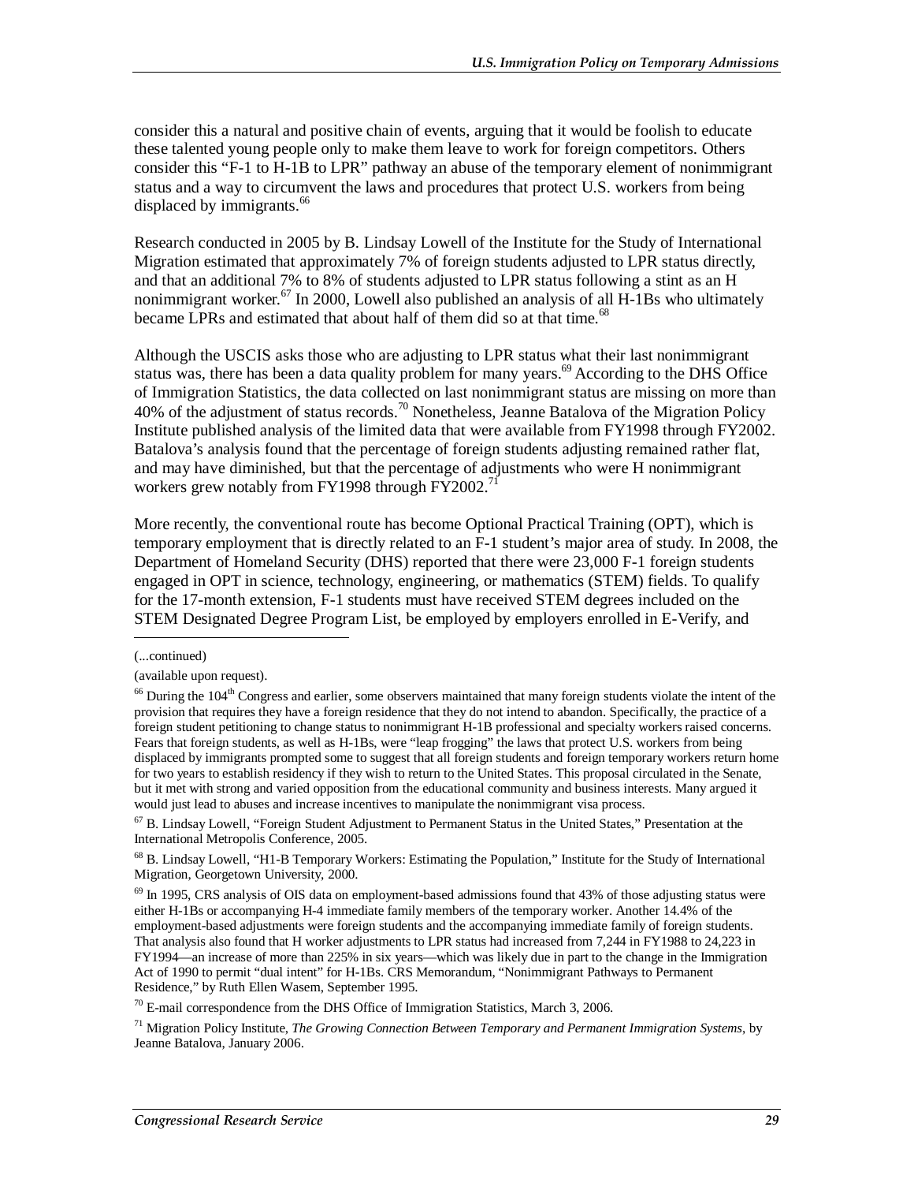consider this a natural and positive chain of events, arguing that it would be foolish to educate these talented young people only to make them leave to work for foreign competitors. Others consider this "F-1 to H-1B to LPR" pathway an abuse of the temporary element of nonimmigrant status and a way to circumvent the laws and procedures that protect U.S. workers from being displaced by immigrants.[66]

Research conducted in 2005 by B. Lindsay Lowell of the Institute for the Study of International Migration estimated that approximately 7% of foreign students adjusted to LPR status directly, and that an additional 7% to 8% of students adjusted to LPR status following a stint as an H nonimmigrant worker.[67] In 2000, Lowell also published an analysis of all H-1Bs who ultimately became LPRs and estimated that about half of them did so at that time.[68]

Although the USCIS asks those who are adjusting to LPR status what their last nonimmigrant status was, there has been a data quality problem for many years.[69] According to the DHS Office of Immigration Statistics, the data collected on last nonimmigrant status are missing on more than 40% of the adjustment of status records.[70] Nonetheless, Jeanne Batalova of the Migration Policy Institute published analysis of the limited data that were available from FY1998 through FY2002. Batalova's analysis found that the percentage of foreign students adjusting remained rather flat, and may have diminished, but that the percentage of adjustments who were H nonimmigrant workers grew notably from FY1998 through FY2002.[71]

More recently, the conventional route has become Optional Practical Training (OPT), which is temporary employment that is directly related to an F-1 student's major area of study. In 2008, the Department of Homeland Security (DHS) reported that there were 23,000 F-1 foreign students engaged in OPT in science, technology, engineering, or mathematics (STEM) fields. To qualify for the 17-month extension, F-1 students must have received STEM degrees included on the STEM Designated Degree Program List, be employed by employers enrolled in E-Verify, and

---

(...continued)

(available upon request).

[66] During the 104th Congress and earlier, some observers maintained that many foreign students violate the intent of the provision that requires they have a foreign residence that they do not intend to abandon. Specifically, the practice of a foreign student petitioning to change status to nonimmigrant H-1B professional and specialty workers raised concerns. Fears that foreign students, as well as H-1Bs, were "leap frogging" the laws that protect U.S. workers from being displaced by immigrants prompted some to suggest that all foreign students and foreign temporary workers return home for two years to establish residency if they wish to return to the United States. This proposal circulated in the Senate, but it met with strong and varied opposition from the educational community and business interests. Many argued it would just lead to abuses and increase incentives to manipulate the nonimmigrant visa process.

[67] B. Lindsay Lowell, "Foreign Student Adjustment to Permanent Status in the United States," Presentation at the International Metropolis Conference, 2005.

[68] B. Lindsay Lowell, "H1-B Temporary Workers: Estimating the Population," Institute for the Study of International Migration, Georgetown University, 2000.

[69] In 1995, CRS analysis of OIS data on employment-based admissions found that 43% of those adjusting status were either H-1Bs or accompanying H-4 immediate family members of the temporary worker. Another 14.4% of the employment-based adjustments were foreign students and the accompanying immediate family of foreign students. That analysis also found that H worker adjustments to LPR status had increased from 7,244 in FY1988 to 24,223 in FY1994—an increase of more than 225% in six years—which was likely due in part to the change in the Immigration Act of 1990 to permit "dual intent" for H-1Bs. CRS Memorandum, "Nonimmigrant Pathways to Permanent Residence," by Ruth Ellen Wasem, September 1995.

[70] E-mail correspondence from the DHS Office of Immigration Statistics, March 3, 2006.

[71] Migration Policy Institute, *The Growing Connection Between Temporary and Permanent Immigration Systems*, by Jeanne Batalova, January 2006.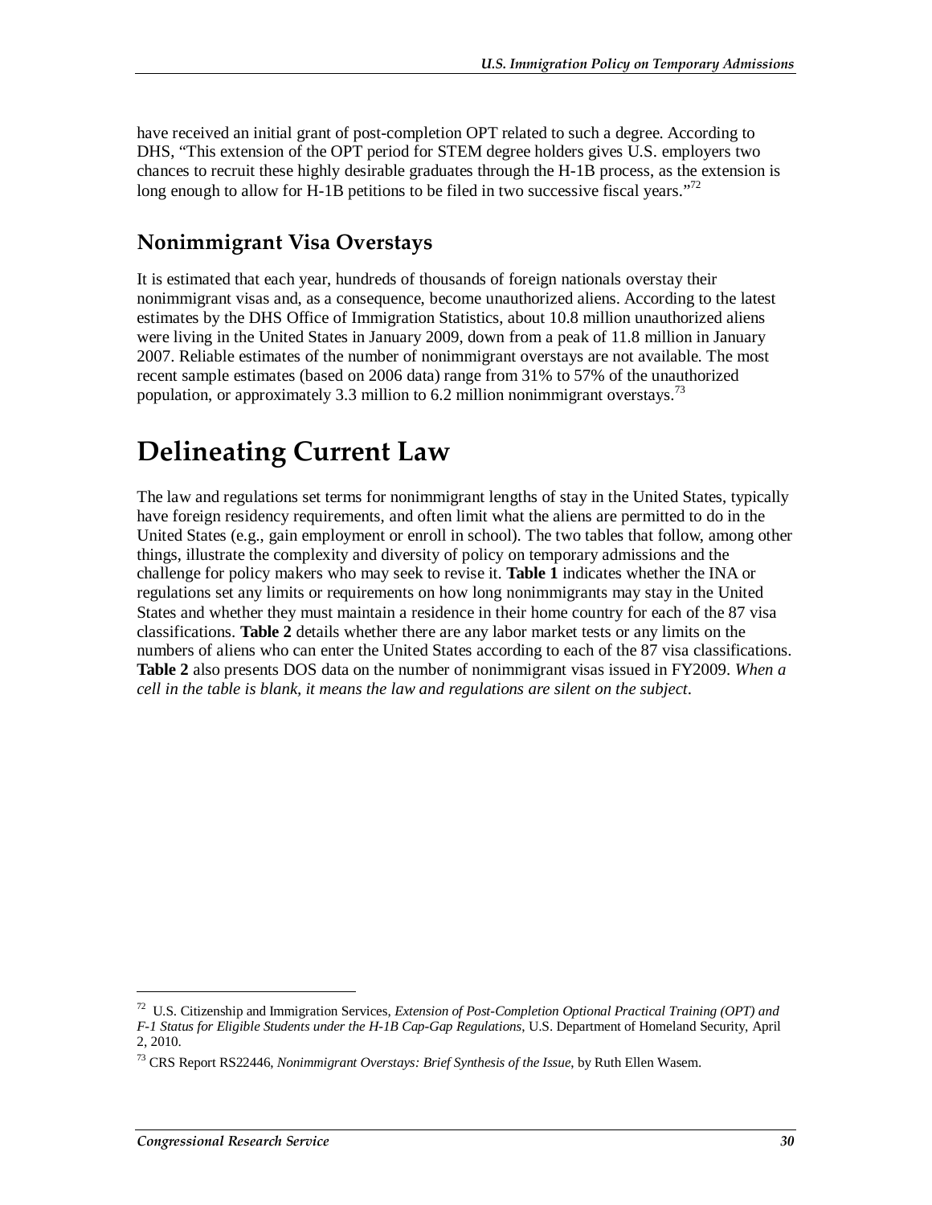have received an initial grant of post-completion OPT related to such a degree. According to DHS, "This extension of the OPT period for STEM degree holders gives U.S. employers two chances to recruit these highly desirable graduates through the H-1B process, as the extension is long enough to allow for H-1B petitions to be filed in two successive fiscal years."[72]

## Nonimmigrant Visa Overstays

It is estimated that each year, hundreds of thousands of foreign nationals overstay their nonimmigrant visas and, as a consequence, become unauthorized aliens. According to the latest estimates by the DHS Office of Immigration Statistics, about 10.8 million unauthorized aliens were living in the United States in January 2009, down from a peak of 11.8 million in January 2007. Reliable estimates of the number of nonimmigrant overstays are not available. The most recent sample estimates (based on 2006 data) range from 31% to 57% of the unauthorized population, or approximately 3.3 million to 6.2 million nonimmigrant overstays.[73]

# Delineating Current Law

The law and regulations set terms for nonimmigrant lengths of stay in the United States, typically have foreign residency requirements, and often limit what the aliens are permitted to do in the United States (e.g., gain employment or enroll in school). The two tables that follow, among other things, illustrate the complexity and diversity of policy on temporary admissions and the challenge for policy makers who may seek to revise it. **Table 1** indicates whether the INA or regulations set any limits or requirements on how long nonimmigrants may stay in the United States and whether they must maintain a residence in their home country for each of the 87 visa classifications. **Table 2** details whether there are any labor market tests or any limits on the numbers of aliens who can enter the United States according to each of the 87 visa classifications. **Table 2** also presents DOS data on the number of nonimmigrant visas issued in FY2009. *When a cell in the table is blank, it means the law and regulations are silent on the subject*.

---

[72] U.S. Citizenship and Immigration Services, *Extension of Post-Completion Optional Practical Training (OPT) and F-1 Status for Eligible Students under the H-1B Cap-Gap Regulations*, U.S. Department of Homeland Security, April 2, 2010.

[73] CRS Report RS22446, *Nonimmigrant Overstays: Brief Synthesis of the Issue*, by Ruth Ellen Wasem.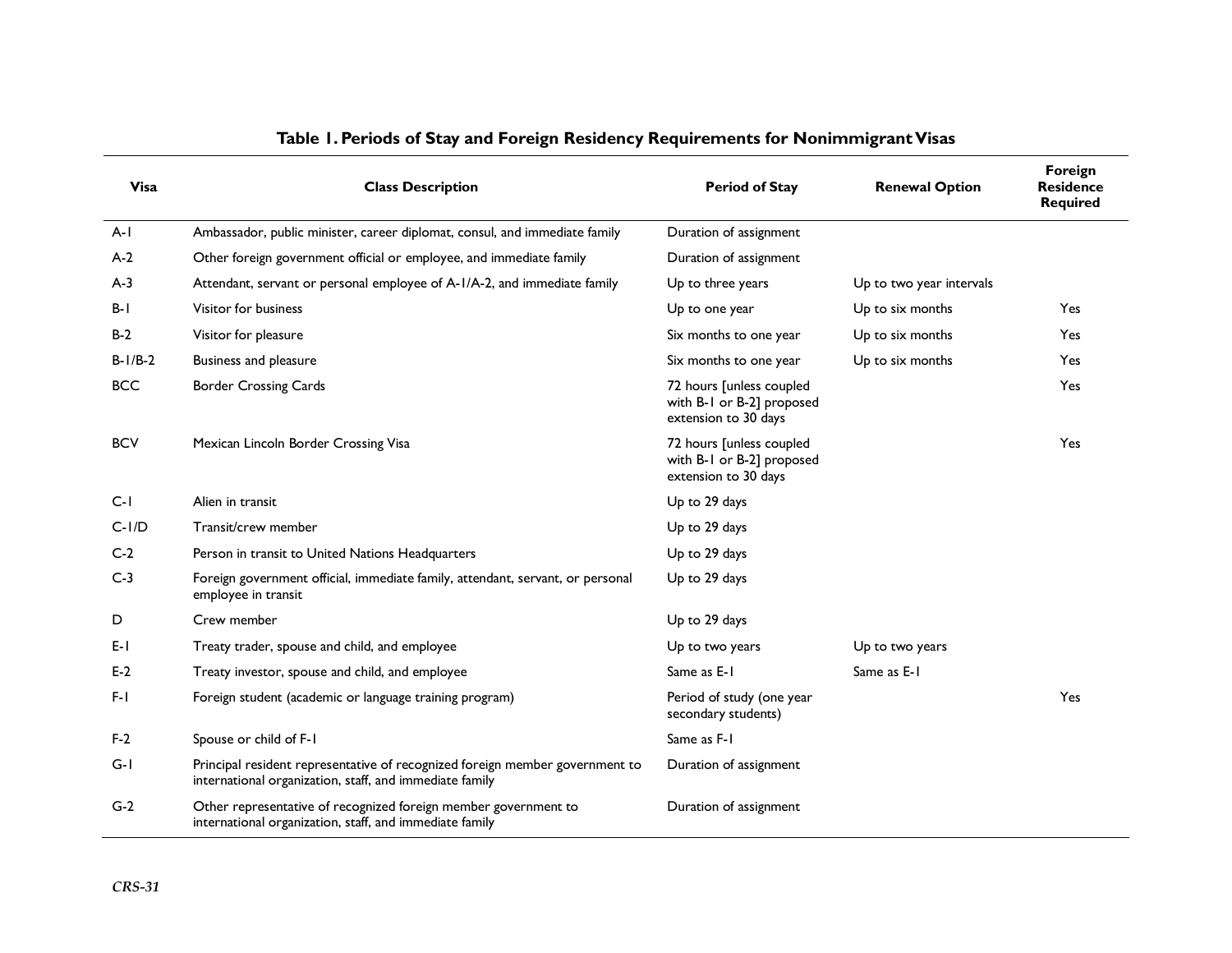**Table 1. Periods of Stay and Foreign Residency Requirements for Nonimmigrant Visas**

| Visa | Class Description | Period of Stay | Renewal Option | Foreign Residence Required |
|---|---|---|---|---|
| A-1 | Ambassador, public minister, career diplomat, consul, and immediate family | Duration of assignment | | |
| A-2 | Other foreign government official or employee, and immediate family | Duration of assignment | | |
| A-3 | Attendant, servant or personal employee of A-1/A-2, and immediate family | Up to three years | Up to two year intervals | |
| B-1 | Visitor for business | Up to one year | Up to six months | Yes |
| B-2 | Visitor for pleasure | Six months to one year | Up to six months | Yes |
| B-1/B-2 | Business and pleasure | Six months to one year | Up to six months | Yes |
| BCC | Border Crossing Cards | 72 hours [unless coupled with B-1 or B-2] proposed extension to 30 days | | Yes |
| BCV | Mexican Lincoln Border Crossing Visa | 72 hours [unless coupled with B-1 or B-2] proposed extension to 30 days | | Yes |
| C-1 | Alien in transit | Up to 29 days | | |
| C-1/D | Transit/crew member | Up to 29 days | | |
| C-2 | Person in transit to United Nations Headquarters | Up to 29 days | | |
| C-3 | Foreign government official, immediate family, attendant, servant, or personal employee in transit | Up to 29 days | | |
| D | Crew member | Up to 29 days | | |
| E-1 | Treaty trader, spouse and child, and employee | Up to two years | Up to two years | |
| E-2 | Treaty investor, spouse and child, and employee | Same as E-1 | Same as E-1 | |
| F-1 | Foreign student (academic or language training program) | Period of study (one year secondary students) | | Yes |
| F-2 | Spouse or child of F-1 | Same as F-1 | | |
| G-1 | Principal resident representative of recognized foreign member government to international organization, staff, and immediate family | Duration of assignment | | |
| G-2 | Other representative of recognized foreign member government to international organization, staff, and immediate family | Duration of assignment | | |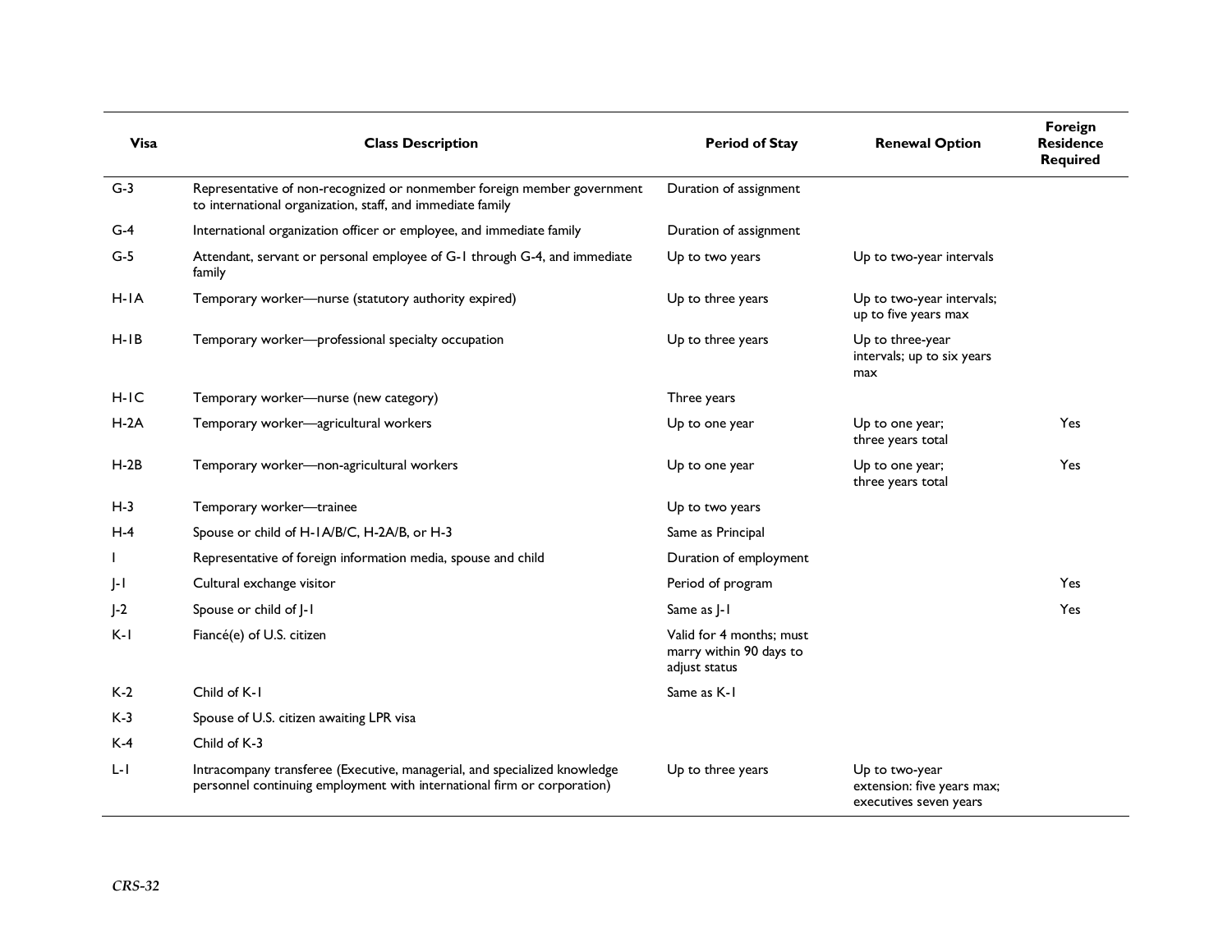| Visa | Class Description | Period of Stay | Renewal Option | Foreign Residence Required |
|---|---|---|---|---|
| G-3 | Representative of non-recognized or nonmember foreign member government to international organization, staff, and immediate family | Duration of assignment | | |
| G-4 | International organization officer or employee, and immediate family | Duration of assignment | | |
| G-5 | Attendant, servant or personal employee of G-1 through G-4, and immediate family | Up to two years | Up to two-year intervals | |
| H-1A | Temporary worker—nurse (statutory authority expired) | Up to three years | Up to two-year intervals; up to five years max | |
| H-1B | Temporary worker—professional specialty occupation | Up to three years | Up to three-year intervals; up to six years max | |
| H-1C | Temporary worker—nurse (new category) | Three years | | |
| H-2A | Temporary worker—agricultural workers | Up to one year | Up to one year; three years total | Yes |
| H-2B | Temporary worker—non-agricultural workers | Up to one year | Up to one year; three years total | Yes |
| H-3 | Temporary worker—trainee | Up to two years | | |
| H-4 | Spouse or child of H-1A/B/C, H-2A/B, or H-3 | Same as Principal | | |
| I | Representative of foreign information media, spouse and child | Duration of employment | | |
| J-1 | Cultural exchange visitor | Period of program | | Yes |
| J-2 | Spouse or child of J-1 | Same as J-1 | | Yes |
| K-1 | Fiancé(e) of U.S. citizen | Valid for 4 months; must marry within 90 days to adjust status | | |
| K-2 | Child of K-1 | Same as K-1 | | |
| K-3 | Spouse of U.S. citizen awaiting LPR visa | | | |
| K-4 | Child of K-3 | | | |
| L-1 | Intracompany transferee (Executive, managerial, and specialized knowledge personnel continuing employment with international firm or corporation) | Up to three years | Up to two-year extension: five years max; executives seven years | |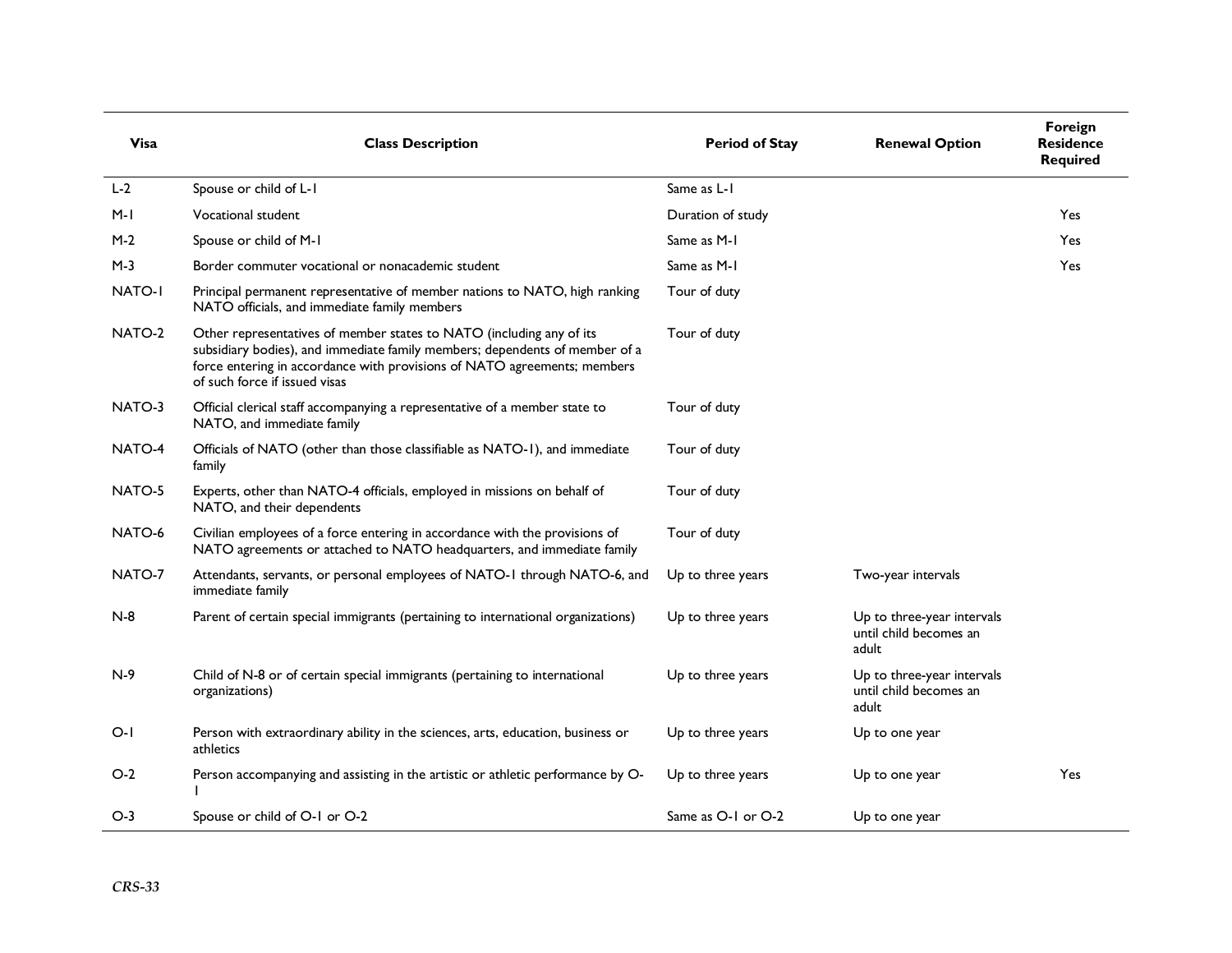| Visa | Class Description | Period of Stay | Renewal Option | Foreign Residence Required |
|---|---|---|---|---|
| L-2 | Spouse or child of L-1 | Same as L-1 | | |
| M-1 | Vocational student | Duration of study | | Yes |
| M-2 | Spouse or child of M-1 | Same as M-1 | | Yes |
| M-3 | Border commuter vocational or nonacademic student | Same as M-1 | | Yes |
| NATO-1 | Principal permanent representative of member nations to NATO, high ranking NATO officials, and immediate family members | Tour of duty | | |
| NATO-2 | Other representatives of member states to NATO (including any of its subsidiary bodies), and immediate family members; dependents of member of a force entering in accordance with provisions of NATO agreements; members of such force if issued visas | Tour of duty | | |
| NATO-3 | Official clerical staff accompanying a representative of a member state to NATO, and immediate family | Tour of duty | | |
| NATO-4 | Officials of NATO (other than those classifiable as NATO-1), and immediate family | Tour of duty | | |
| NATO-5 | Experts, other than NATO-4 officials, employed in missions on behalf of NATO, and their dependents | Tour of duty | | |
| NATO-6 | Civilian employees of a force entering in accordance with the provisions of NATO agreements or attached to NATO headquarters, and immediate family | Tour of duty | | |
| NATO-7 | Attendants, servants, or personal employees of NATO-1 through NATO-6, and immediate family | Up to three years | Two-year intervals | |
| N-8 | Parent of certain special immigrants (pertaining to international organizations) | Up to three years | Up to three-year intervals until child becomes an adult | |
| N-9 | Child of N-8 or of certain special immigrants (pertaining to international organizations) | Up to three years | Up to three-year intervals until child becomes an adult | |
| O-1 | Person with extraordinary ability in the sciences, arts, education, business or athletics | Up to three years | Up to one year | |
| O-2 | Person accompanying and assisting in the artistic or athletic performance by O-1 | Up to three years | Up to one year | Yes |
| O-3 | Spouse or child of O-1 or O-2 | Same as O-1 or O-2 | Up to one year | |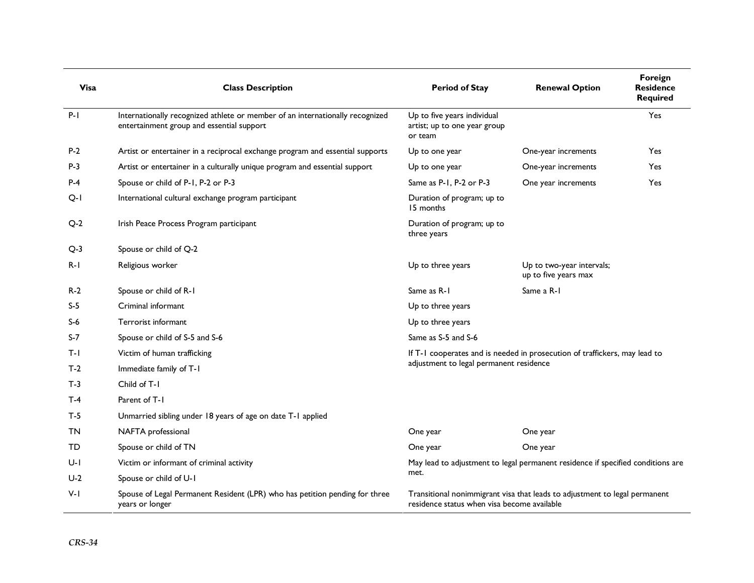| Visa | Class Description | Period of Stay | Renewal Option | Foreign Residence Required |
|---|---|---|---|---|
| P-1 | Internationally recognized athlete or member of an internationally recognized entertainment group and essential support | Up to five years individual artist; up to one year group or team | | Yes |
| P-2 | Artist or entertainer in a reciprocal exchange program and essential supports | Up to one year | One-year increments | Yes |
| P-3 | Artist or entertainer in a culturally unique program and essential support | Up to one year | One-year increments | Yes |
| P-4 | Spouse or child of P-1, P-2 or P-3 | Same as P-1, P-2 or P-3 | One year increments | Yes |
| Q-1 | International cultural exchange program participant | Duration of program; up to 15 months | | |
| Q-2 | Irish Peace Process Program participant | Duration of program; up to three years | | |
| Q-3 | Spouse or child of Q-2 | | | |
| R-1 | Religious worker | Up to three years | Up to two-year intervals; up to five years max | |
| R-2 | Spouse or child of R-1 | Same as R-1 | Same a R-1 | |
| S-5 | Criminal informant | Up to three years | | |
| S-6 | Terrorist informant | Up to three years | | |
| S-7 | Spouse or child of S-5 and S-6 | Same as S-5 and S-6 | | |
| T-1 | Victim of human trafficking | If T-1 cooperates and is needed in prosecution of traffickers, may lead to adjustment to legal permanent residence | | |
| T-2 | Immediate family of T-1 | | | |
| T-3 | Child of T-1 | | | |
| T-4 | Parent of T-1 | | | |
| T-5 | Unmarried sibling under 18 years of age on date T-1 applied | | | |
| TN | NAFTA professional | One year | One year | |
| TD | Spouse or child of TN | One year | One year | |
| U-1 | Victim or informant of criminal activity | May lead to adjustment to legal permanent residence if specified conditions are met. | | |
| U-2 | Spouse or child of U-1 | | | |
| V-1 | Spouse of Legal Permanent Resident (LPR) who has petition pending for three years or longer | Transitional nonimmigrant visa that leads to adjustment to legal permanent residence status when visa become available | | |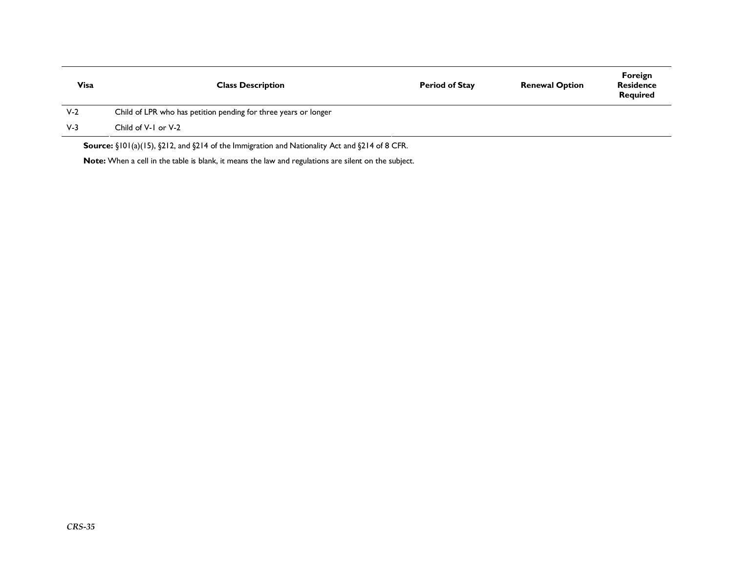| Visa | Class Description | Period of Stay | Renewal Option | Foreign Residence Required |
|---|---|---|---|---|
| V-2 | Child of LPR who has petition pending for three years or longer | | | |
| V-3 | Child of V-1 or V-2 | | | |

**Source:** §101(a)(15), §212, and §214 of the Immigration and Nationality Act and §214 of 8 CFR.

**Note:** When a cell in the table is blank, it means the law and regulations are silent on the subject.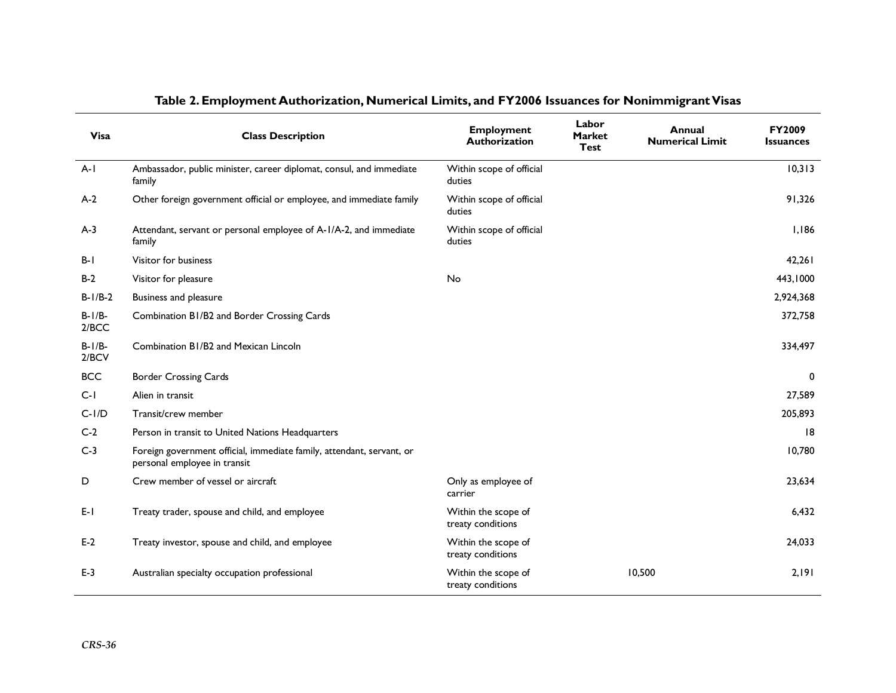**Table 2. Employment Authorization, Numerical Limits, and FY2006 Issuances for Nonimmigrant Visas**

| Visa | Class Description | Employment Authorization | Labor Market Test | Annual Numerical Limit | FY2009 Issuances |
|---|---|---|---|---|---|
| A-1 | Ambassador, public minister, career diplomat, consul, and immediate family | Within scope of official duties | | | 10,313 |
| A-2 | Other foreign government official or employee, and immediate family | Within scope of official duties | | | 91,326 |
| A-3 | Attendant, servant or personal employee of A-1/A-2, and immediate family | Within scope of official duties | | | 1,186 |
| B-1 | Visitor for business | | | | 42,261 |
| B-2 | Visitor for pleasure | No | | | 443,1000 |
| B-1/B-2 | Business and pleasure | | | | 2,924,368 |
| B-1/B-2/BCC | Combination B1/B2 and Border Crossing Cards | | | | 372,758 |
| B-1/B-2/BCV | Combination B1/B2 and Mexican Lincoln | | | | 334,497 |
| BCC | Border Crossing Cards | | | | 0 |
| C-1 | Alien in transit | | | | 27,589 |
| C-1/D | Transit/crew member | | | | 205,893 |
| C-2 | Person in transit to United Nations Headquarters | | | | 18 |
| C-3 | Foreign government official, immediate family, attendant, servant, or personal employee in transit | | | | 10,780 |
| D | Crew member of vessel or aircraft | Only as employee of carrier | | | 23,634 |
| E-1 | Treaty trader, spouse and child, and employee | Within the scope of treaty conditions | | | 6,432 |
| E-2 | Treaty investor, spouse and child, and employee | Within the scope of treaty conditions | | | 24,033 |
| E-3 | Australian specialty occupation professional | Within the scope of treaty conditions | | 10,500 | 2,191 |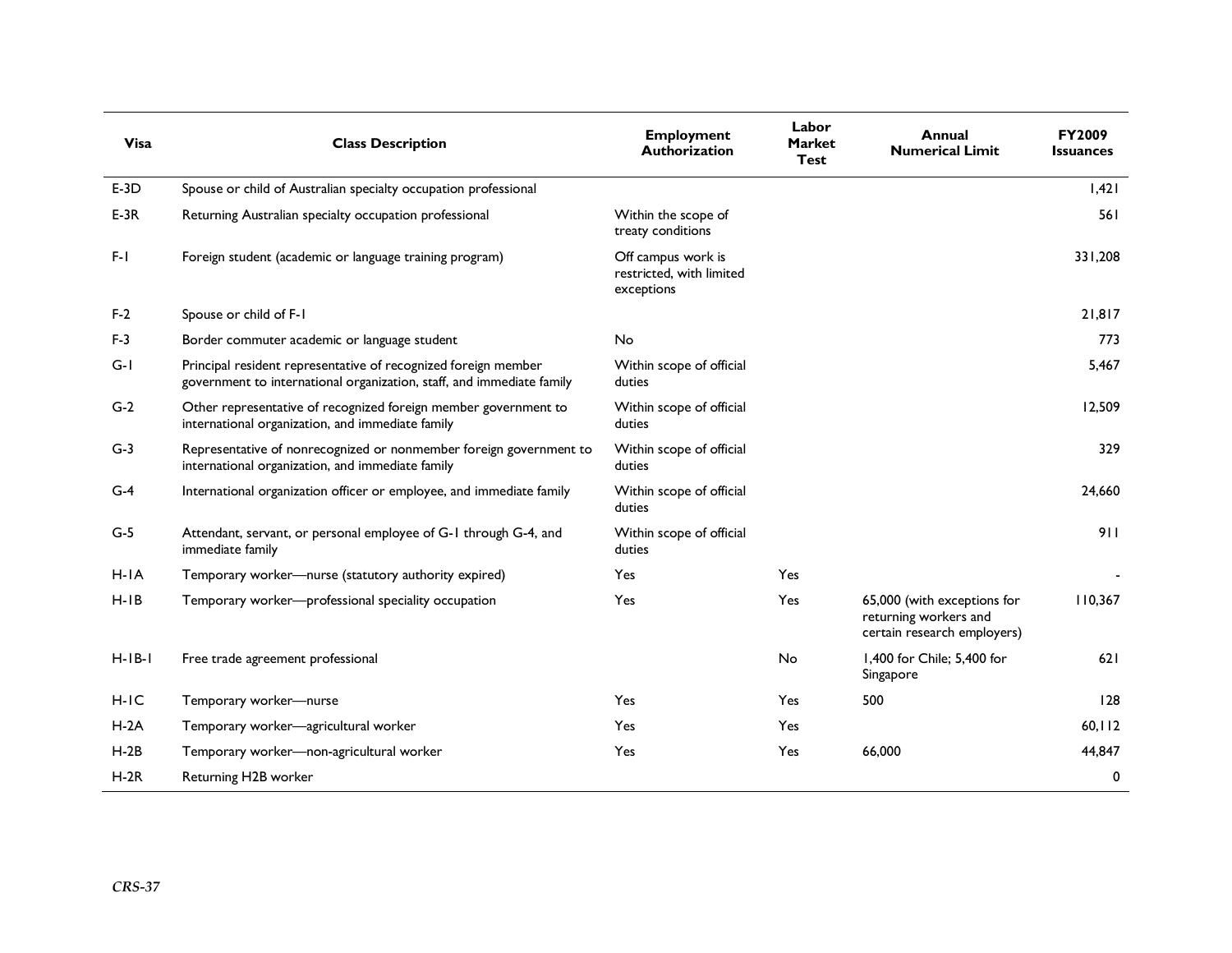| Visa | Class Description | Employment Authorization | Labor Market Test | Annual Numerical Limit | FY2009 Issuances |
|---|---|---|---|---|---|
| E-3D | Spouse or child of Australian specialty occupation professional | | | | 1,421 |
| E-3R | Returning Australian specialty occupation professional | Within the scope of treaty conditions | | | 561 |
| F-1 | Foreign student (academic or language training program) | Off campus work is restricted, with limited exceptions | | | 331,208 |
| F-2 | Spouse or child of F-1 | | | | 21,817 |
| F-3 | Border commuter academic or language student | No | | | 773 |
| G-1 | Principal resident representative of recognized foreign member government to international organization, staff, and immediate family | Within scope of official duties | | | 5,467 |
| G-2 | Other representative of recognized foreign member government to international organization, and immediate family | Within scope of official duties | | | 12,509 |
| G-3 | Representative of nonrecognized or nonmember foreign government to international organization, and immediate family | Within scope of official duties | | | 329 |
| G-4 | International organization officer or employee, and immediate family | Within scope of official duties | | | 24,660 |
| G-5 | Attendant, servant, or personal employee of G-1 through G-4, and immediate family | Within scope of official duties | | | 911 |
| H-1A | Temporary worker—nurse (statutory authority expired) | Yes | Yes | | - |
| H-1B | Temporary worker—professional speciality occupation | Yes | Yes | 65,000 (with exceptions for returning workers and certain research employers) | 110,367 |
| H-1B-1 | Free trade agreement professional | | No | 1,400 for Chile; 5,400 for Singapore | 621 |
| H-1C | Temporary worker—nurse | Yes | Yes | 500 | 128 |
| H-2A | Temporary worker—agricultural worker | Yes | Yes | | 60,112 |
| H-2B | Temporary worker—non-agricultural worker | Yes | Yes | 66,000 | 44,847 |
| H-2R | Returning H2B worker | | | | 0 |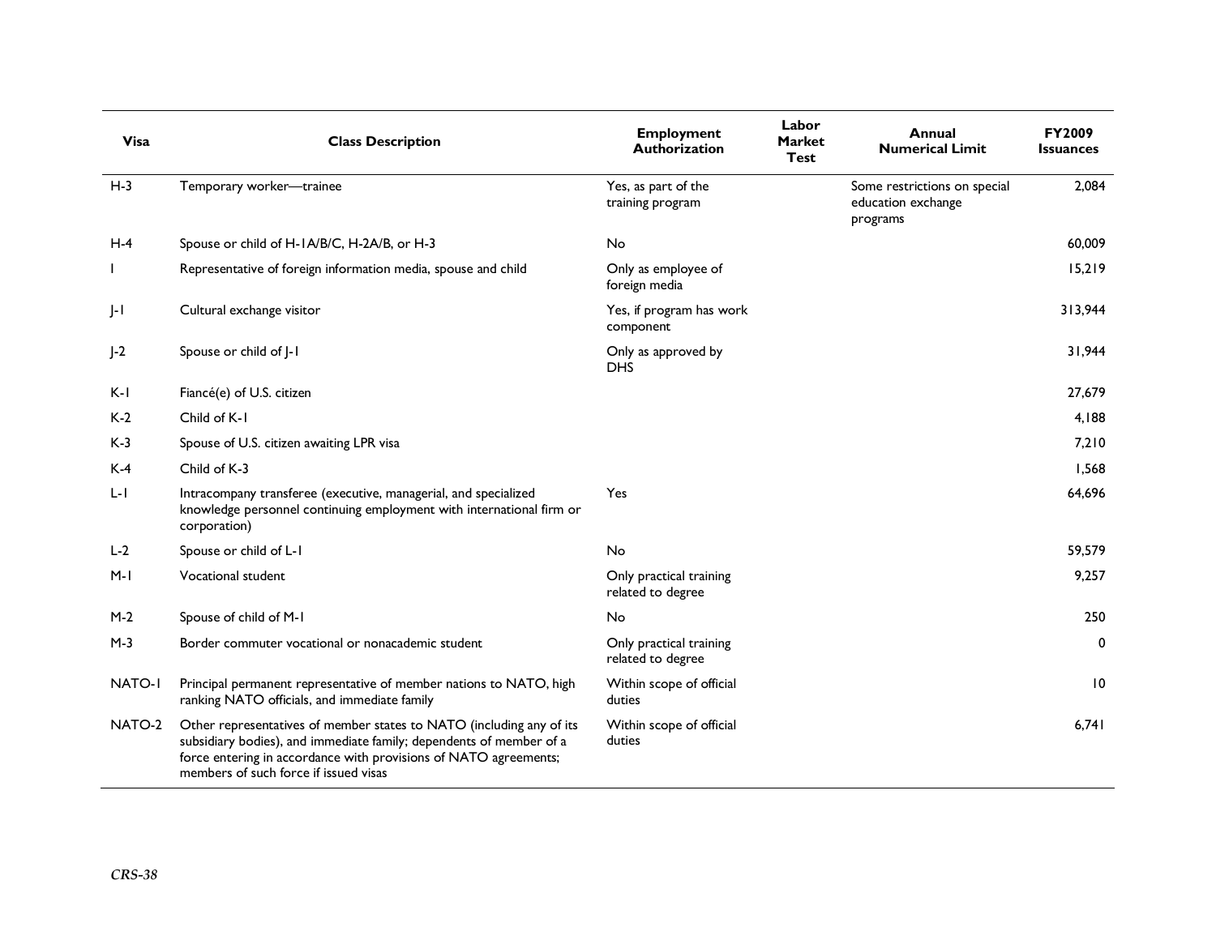| Visa | Class Description | Employment Authorization | Labor Market Test | Annual Numerical Limit | FY2009 Issuances |
| --- | --- | --- | --- | --- | --- |
| H-3 | Temporary worker—trainee | Yes, as part of the training program | | Some restrictions on special education exchange programs | 2,084 |
| H-4 | Spouse or child of H-1A/B/C, H-2A/B, or H-3 | No | | | 60,009 |
| I | Representative of foreign information media, spouse and child | Only as employee of foreign media | | | 15,219 |
| J-1 | Cultural exchange visitor | Yes, if program has work component | | | 313,944 |
| J-2 | Spouse or child of J-1 | Only as approved by DHS | | | 31,944 |
| K-1 | Fiancé(e) of U.S. citizen | | | | 27,679 |
| K-2 | Child of K-1 | | | | 4,188 |
| K-3 | Spouse of U.S. citizen awaiting LPR visa | | | | 7,210 |
| K-4 | Child of K-3 | | | | 1,568 |
| L-1 | Intracompany transferee (executive, managerial, and specialized knowledge personnel continuing employment with international firm or corporation) | Yes | | | 64,696 |
| L-2 | Spouse or child of L-1 | No | | | 59,579 |
| M-1 | Vocational student | Only practical training related to degree | | | 9,257 |
| M-2 | Spouse of child of M-1 | No | | | 250 |
| M-3 | Border commuter vocational or nonacademic student | Only practical training related to degree | | | 0 |
| NATO-1 | Principal permanent representative of member nations to NATO, high ranking NATO officials, and immediate family | Within scope of official duties | | | 10 |
| NATO-2 | Other representatives of member states to NATO (including any of its subsidiary bodies), and immediate family; dependents of member of a force entering in accordance with provisions of NATO agreements; members of such force if issued visas | Within scope of official duties | | | 6,741 |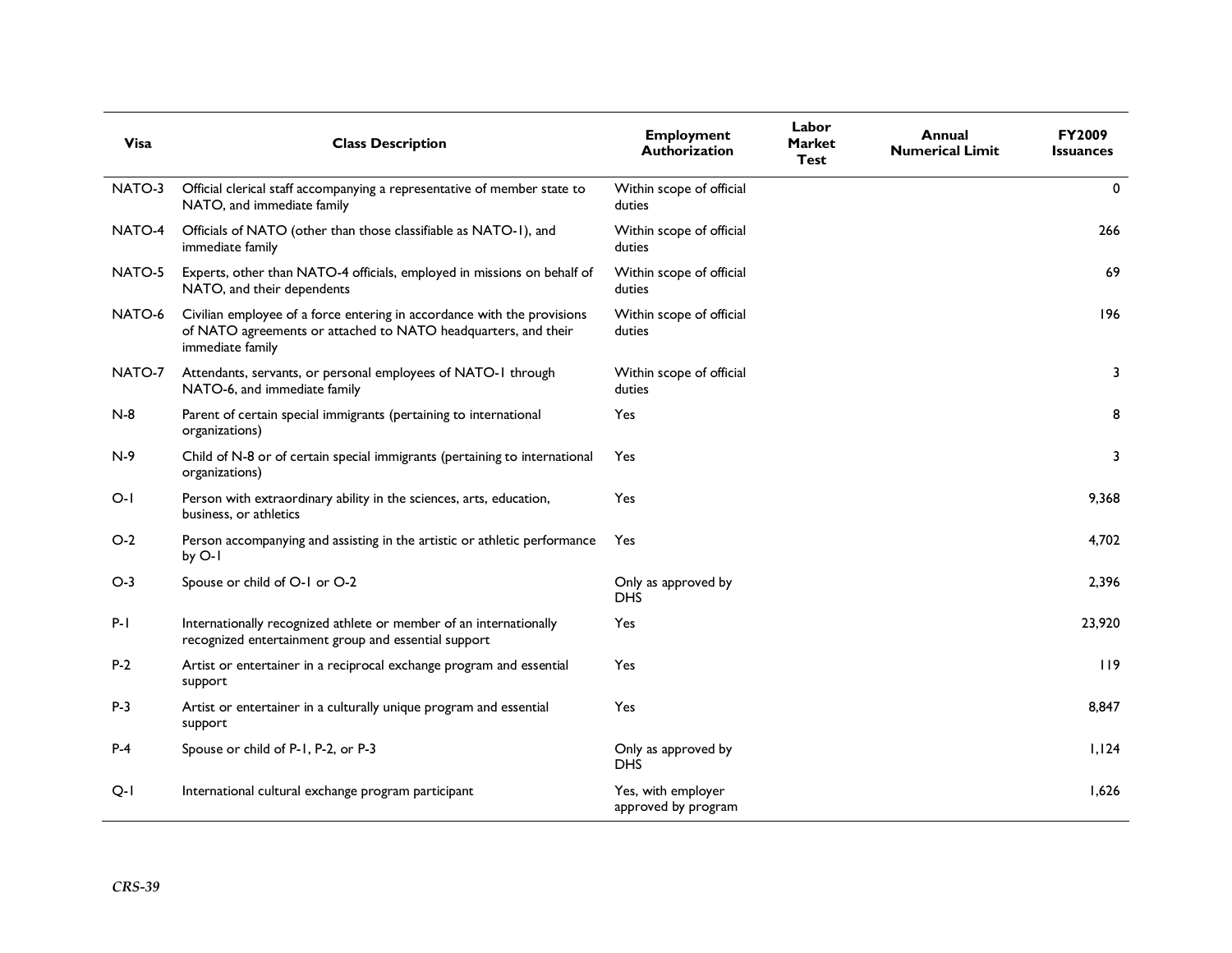| Visa | Class Description | Employment Authorization | Labor Market Test | Annual Numerical Limit | FY2009 Issuances |
|---|---|---|---|---|---|
| NATO-3 | Official clerical staff accompanying a representative of member state to NATO, and immediate family | Within scope of official duties | | | 0 |
| NATO-4 | Officials of NATO (other than those classifiable as NATO-1), and immediate family | Within scope of official duties | | | 266 |
| NATO-5 | Experts, other than NATO-4 officials, employed in missions on behalf of NATO, and their dependents | Within scope of official duties | | | 69 |
| NATO-6 | Civilian employee of a force entering in accordance with the provisions of NATO agreements or attached to NATO headquarters, and their immediate family | Within scope of official duties | | | 196 |
| NATO-7 | Attendants, servants, or personal employees of NATO-1 through NATO-6, and immediate family | Within scope of official duties | | | 3 |
| N-8 | Parent of certain special immigrants (pertaining to international organizations) | Yes | | | 8 |
| N-9 | Child of N-8 or of certain special immigrants (pertaining to international organizations) | Yes | | | 3 |
| O-1 | Person with extraordinary ability in the sciences, arts, education, business, or athletics | Yes | | | 9,368 |
| O-2 | Person accompanying and assisting in the artistic or athletic performance by O-1 | Yes | | | 4,702 |
| O-3 | Spouse or child of O-1 or O-2 | Only as approved by DHS | | | 2,396 |
| P-1 | Internationally recognized athlete or member of an internationally recognized entertainment group and essential support | Yes | | | 23,920 |
| P-2 | Artist or entertainer in a reciprocal exchange program and essential support | Yes | | | 119 |
| P-3 | Artist or entertainer in a culturally unique program and essential support | Yes | | | 8,847 |
| P-4 | Spouse or child of P-1, P-2, or P-3 | Only as approved by DHS | | | 1,124 |
| Q-1 | International cultural exchange program participant | Yes, with employer approved by program | | | 1,626 |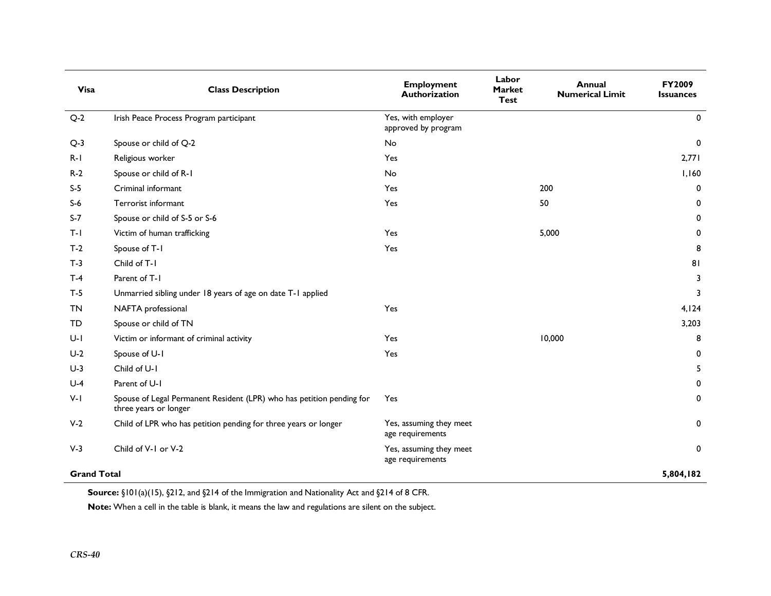| Visa | Class Description | Employment Authorization | Labor Market Test | Annual Numerical Limit | FY2009 Issuances |
|---|---|---|---|---|---|
| Q-2 | Irish Peace Process Program participant | Yes, with employer approved by program | | | 0 |
| Q-3 | Spouse or child of Q-2 | No | | | 0 |
| R-1 | Religious worker | Yes | | | 2,771 |
| R-2 | Spouse or child of R-1 | No | | | 1,160 |
| S-5 | Criminal informant | Yes | | 200 | 0 |
| S-6 | Terrorist informant | Yes | | 50 | 0 |
| S-7 | Spouse or child of S-5 or S-6 | | | | 0 |
| T-1 | Victim of human trafficking | Yes | | 5,000 | 0 |
| T-2 | Spouse of T-1 | Yes | | | 8 |
| T-3 | Child of T-1 | | | | 81 |
| T-4 | Parent of T-1 | | | | 3 |
| T-5 | Unmarried sibling under 18 years of age on date T-1 applied | | | | 3 |
| TN | NAFTA professional | Yes | | | 4,124 |
| TD | Spouse or child of TN | | | | 3,203 |
| U-1 | Victim or informant of criminal activity | Yes | | 10,000 | 8 |
| U-2 | Spouse of U-1 | Yes | | | 0 |
| U-3 | Child of U-1 | | | | 5 |
| U-4 | Parent of U-1 | | | | 0 |
| V-1 | Spouse of Legal Permanent Resident (LPR) who has petition pending for three years or longer | Yes | | | 0 |
| V-2 | Child of LPR who has petition pending for three years or longer | Yes, assuming they meet age requirements | | | 0 |
| V-3 | Child of V-1 or V-2 | Yes, assuming they meet age requirements | | | 0 |
| **Grand Total** | | | | | **5,804,182** |

**Source:** §101(a)(15), §212, and §214 of the Immigration and Nationality Act and §214 of 8 CFR.

**Note:** When a cell in the table is blank, it means the law and regulations are silent on the subject.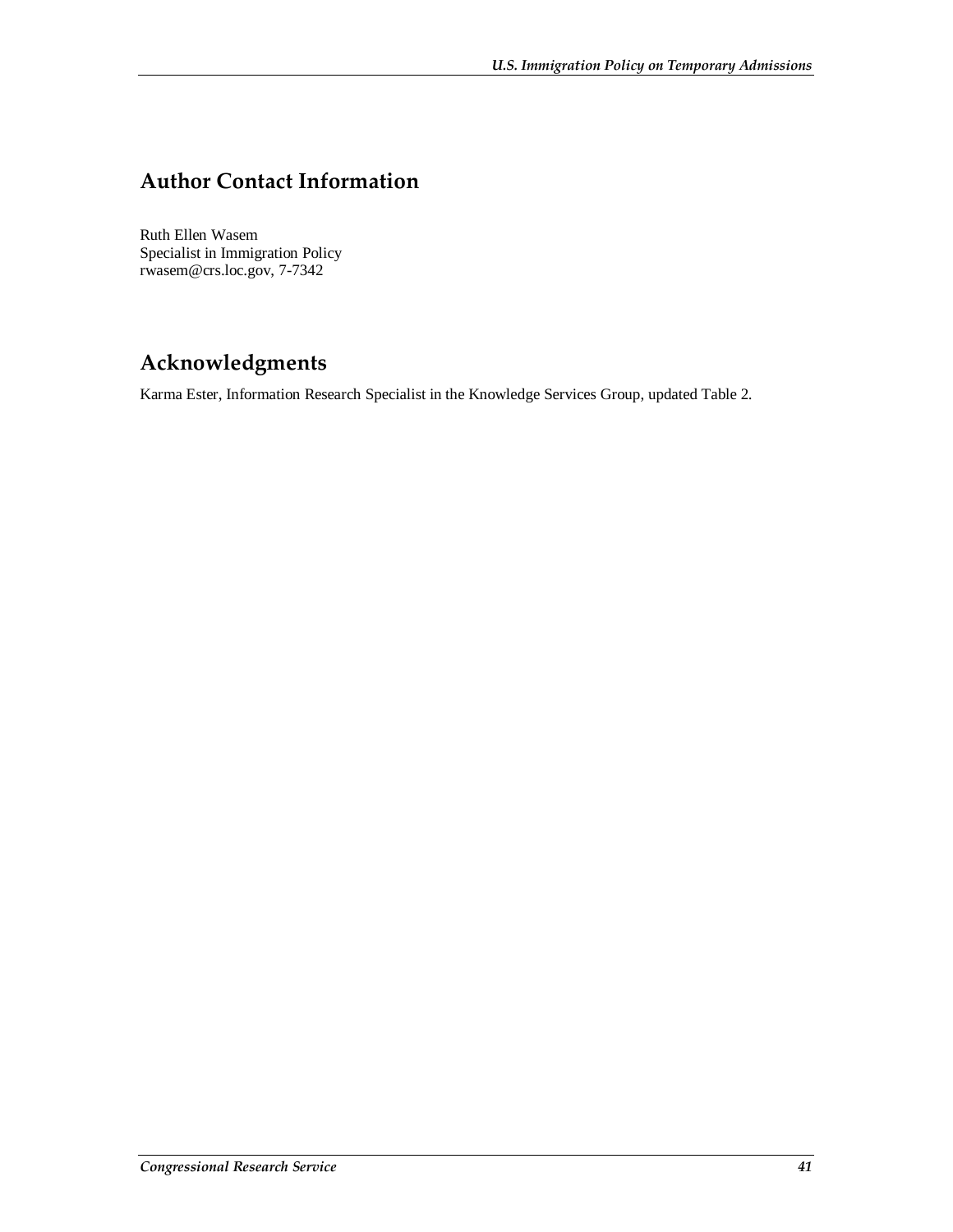## Author Contact Information

Ruth Ellen Wasem
Specialist in Immigration Policy
rwasem@crs.loc.gov, 7-7342

## Acknowledgments

Karma Ester, Information Research Specialist in the Knowledge Services Group, updated Table 2.